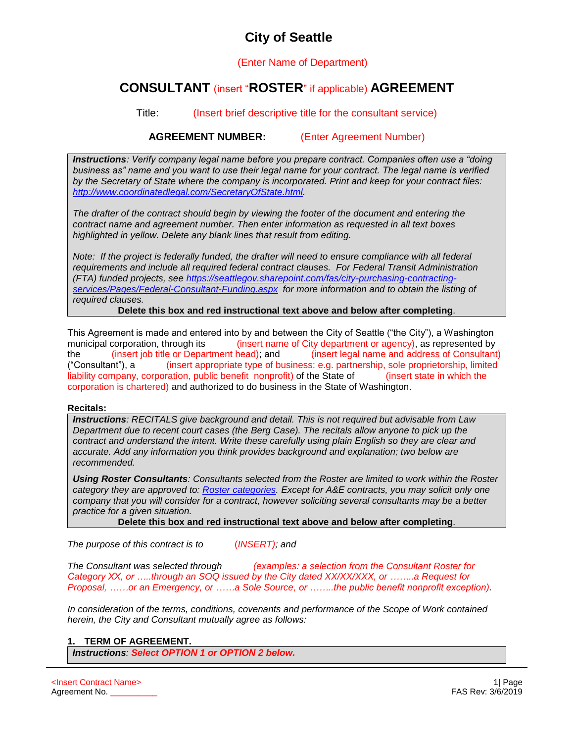# City of Seattle

(Enter Name of Department)

## CONSULTANT (insert "ROSTER" if applicable) AGREEMENT

Title: (Insert brief descriptive title for the consultant service)

**AGREEMENT NUMBER:** (Enter Agreement Number)

> ***Instructions****: Verify company legal name before you prepare contract. Companies often use a "doing business as" name and you want to use their legal name for your contract. The legal name is verified by the Secretary of State where the company is incorporated. Print and keep for your contract files:* [*http://www.coordinatedlegal.com/SecretaryOfState.html*](http://www.coordinatedlegal.com/SecretaryOfState.html)*.*
>
> *The drafter of the contract should begin by viewing the footer of the document and entering the contract name and agreement number. Then enter information as requested in all text boxes highlighted in yellow. Delete any blank lines that result from editing.*
>
> *Note: If the project is federally funded, the drafter will need to ensure compliance with all federal requirements and include all required federal contract clauses. For Federal Transit Administration (FTA) funded projects, see* [*https://seattlegov.sharepoint.com/fas/city-purchasing-contracting-services/Pages/Federal-Consultant-Funding.aspx*](https://seattlegov.sharepoint.com/fas/city-purchasing-contracting-services/Pages/Federal-Consultant-Funding.aspx) *for more information and to obtain the listing of required clauses.*
>
> **Delete this box and red instructional text above and below after completing**.

This Agreement is made and entered into by and between the City of Seattle ("the City"), a Washington municipal corporation, through its (insert name of City department or agency), as represented by the (insert job title or Department head); and (insert legal name and address of Consultant) ("Consultant"), a (insert appropriate type of business: e.g. partnership, sole proprietorship, limited liability company, corporation, public benefit nonprofit) of the State of (insert state in which the corporation is chartered) and authorized to do business in the State of Washington.

**Recitals:**

> ***Instructions****: RECITALS give background and detail. This is not required but advisable from Law Department due to recent court cases (the Berg Case). The recitals allow anyone to pick up the contract and understand the intent. Write these carefully using plain English so they are clear and accurate. Add any information you think provides background and explanation; two below are recommended.*
>
> ***Using Roster Consultants****: Consultants selected from the Roster are limited to work within the Roster category they are approved to:* [*Roster categories*]()*. Except for A&E contracts, you may solicit only one company that you will consider for a contract, however soliciting several consultants may be a better practice for a given situation.*
>
> **Delete this box and red instructional text above and below after completing**.

*The purpose of this contract is to (INSERT); and*

*The Consultant was selected through (examples: a selection from the Consultant Roster for Category XX, or …..through an SOQ issued by the City dated XX/XX/XXX, or ……..a Request for Proposal, ……or an Emergency, or ……a Sole Source, or ……..the public benefit nonprofit exception).*

*In consideration of the terms, conditions, covenants and performance of the Scope of Work contained herein, the City and Consultant mutually agree as follows:*

### 1. TERM OF AGREEMENT.

> ***Instructions****:* ***Select OPTION 1 or OPTION 2 below.***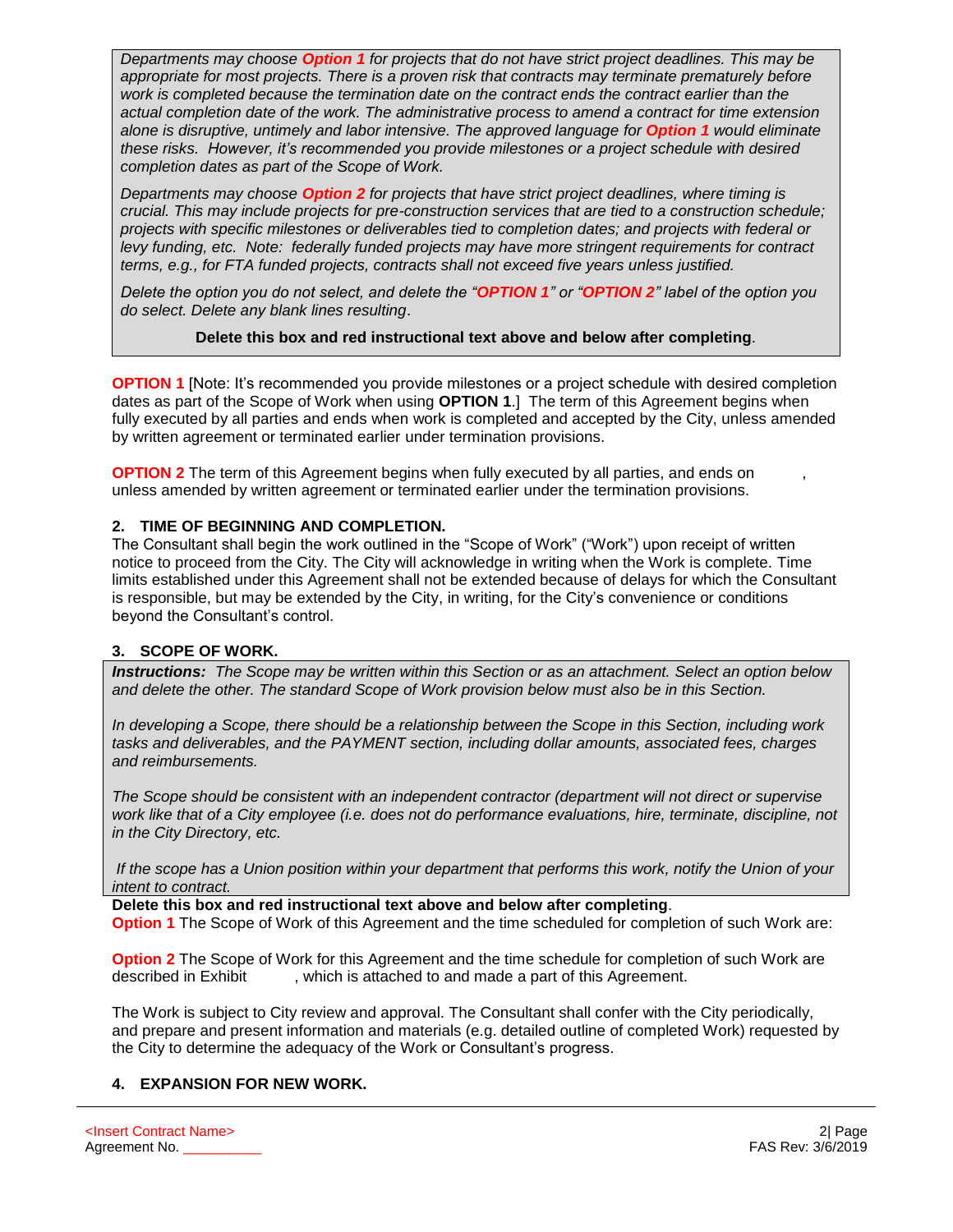*Departments may choose* ***Option 1*** *for projects that do not have strict project deadlines. This may be appropriate for most projects. There is a proven risk that contracts may terminate prematurely before work is completed because the termination date on the contract ends the contract earlier than the actual completion date of the work. The administrative process to amend a contract for time extension alone is disruptive, untimely and labor intensive. The approved language for* ***Option 1*** *would eliminate these risks. However, it's recommended you provide milestones or a project schedule with desired completion dates as part of the Scope of Work.*

*Departments may choose* ***Option 2*** *for projects that have strict project deadlines, where timing is crucial. This may include projects for pre-construction services that are tied to a construction schedule; projects with specific milestones or deliverables tied to completion dates; and projects with federal or levy funding, etc. Note: federally funded projects may have more stringent requirements for contract terms, e.g., for FTA funded projects, contracts shall not exceed five years unless justified.*

*Delete the option you do not select, and delete the "**OPTION 1**" or "**OPTION 2**" label of the option you do select. Delete any blank lines resulting.*

**Delete this box and red instructional text above and below after completing**.

**OPTION 1** [Note: It's recommended you provide milestones or a project schedule with desired completion dates as part of the Scope of Work when using **OPTION 1**.] The term of this Agreement begins when fully executed by all parties and ends when work is completed and accepted by the City, unless amended by written agreement or terminated earlier under termination provisions.

**OPTION 2** The term of this Agreement begins when fully executed by all parties, and ends on , unless amended by written agreement or terminated earlier under the termination provisions.

### 2. TIME OF BEGINNING AND COMPLETION.

The Consultant shall begin the work outlined in the "Scope of Work" ("Work") upon receipt of written notice to proceed from the City. The City will acknowledge in writing when the Work is complete. Time limits established under this Agreement shall not be extended because of delays for which the Consultant is responsible, but may be extended by the City, in writing, for the City's convenience or conditions beyond the Consultant's control.

### 3. SCOPE OF WORK.

***Instructions:*** *The Scope may be written within this Section or as an attachment. Select an option below and delete the other. The standard Scope of Work provision below must also be in this Section.*

*In developing a Scope, there should be a relationship between the Scope in this Section, including work tasks and deliverables, and the PAYMENT section, including dollar amounts, associated fees, charges and reimbursements.*

*The Scope should be consistent with an independent contractor (department will not direct or supervise work like that of a City employee (i.e. does not do performance evaluations, hire, terminate, discipline, not in the City Directory, etc.*

*If the scope has a Union position within your department that performs this work, notify the Union of your intent to contract.*

**Delete this box and red instructional text above and below after completing**.

**Option 1** The Scope of Work of this Agreement and the time scheduled for completion of such Work are:

**Option 2** The Scope of Work for this Agreement and the time schedule for completion of such Work are described in Exhibit , which is attached to and made a part of this Agreement.

The Work is subject to City review and approval. The Consultant shall confer with the City periodically, and prepare and present information and materials (e.g. detailed outline of completed Work) requested by the City to determine the adequacy of the Work or Consultant's progress.

### 4. EXPANSION FOR NEW WORK.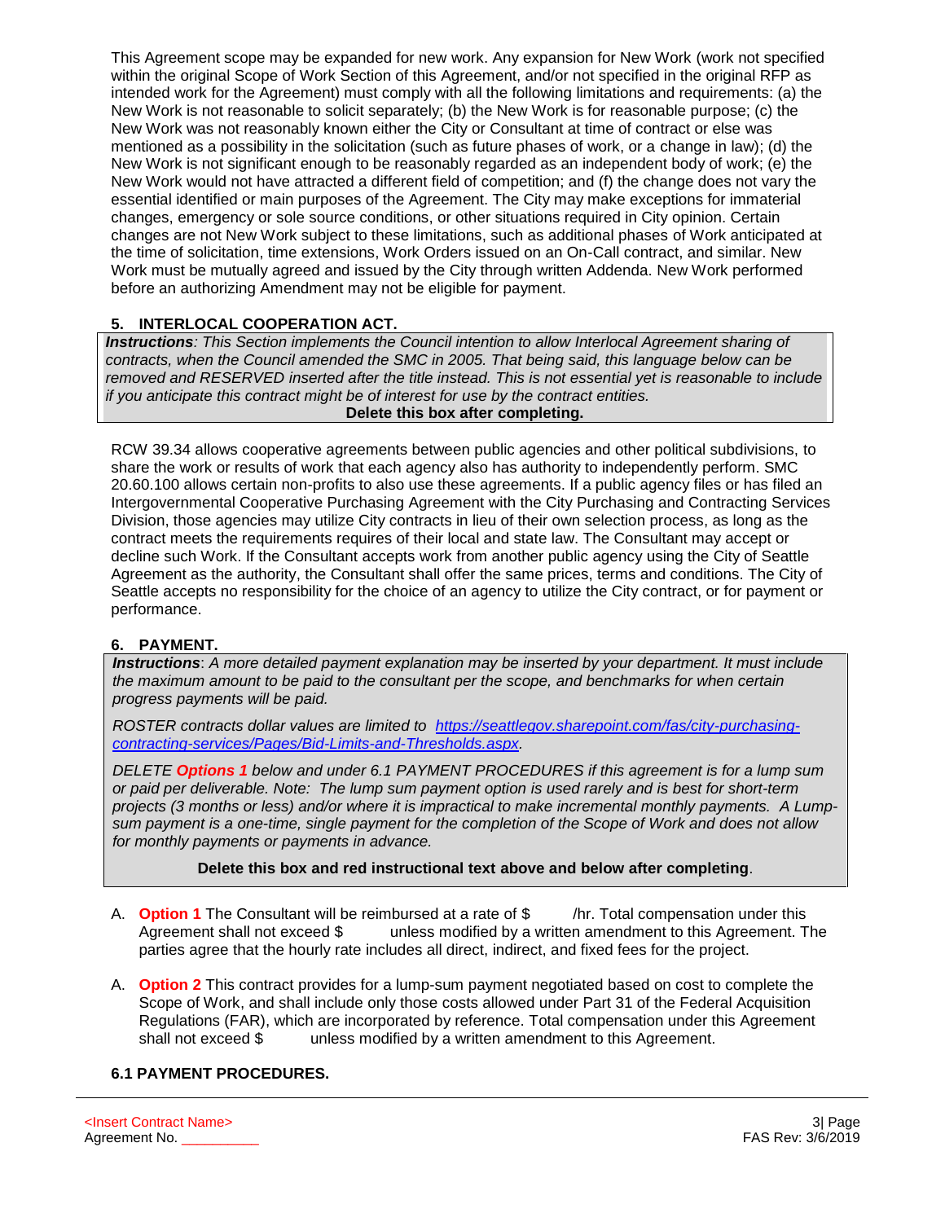This Agreement scope may be expanded for new work. Any expansion for New Work (work not specified within the original Scope of Work Section of this Agreement, and/or not specified in the original RFP as intended work for the Agreement) must comply with all the following limitations and requirements: (a) the New Work is not reasonable to solicit separately; (b) the New Work is for reasonable purpose; (c) the New Work was not reasonably known either the City or Consultant at time of contract or else was mentioned as a possibility in the solicitation (such as future phases of work, or a change in law); (d) the New Work is not significant enough to be reasonably regarded as an independent body of work; (e) the New Work would not have attracted a different field of competition; and (f) the change does not vary the essential identified or main purposes of the Agreement. The City may make exceptions for immaterial changes, emergency or sole source conditions, or other situations required in City opinion. Certain changes are not New Work subject to these limitations, such as additional phases of Work anticipated at the time of solicitation, time extensions, Work Orders issued on an On-Call contract, and similar. New Work must be mutually agreed and issued by the City through written Addenda. New Work performed before an authorizing Amendment may not be eligible for payment.

## 5. INTERLOCAL COOPERATION ACT.

> ***Instructions****: This Section implements the Council intention to allow Interlocal Agreement sharing of contracts, when the Council amended the SMC in 2005. That being said, this language below can be removed and RESERVED inserted after the title instead. This is not essential yet is reasonable to include if you anticipate this contract might be of interest for use by the contract entities.*
>
> **Delete this box after completing.**

RCW 39.34 allows cooperative agreements between public agencies and other political subdivisions, to share the work or results of work that each agency also has authority to independently perform. SMC 20.60.100 allows certain non-profits to also use these agreements. If a public agency files or has filed an Intergovernmental Cooperative Purchasing Agreement with the City Purchasing and Contracting Services Division, those agencies may utilize City contracts in lieu of their own selection process, as long as the contract meets the requirements requires of their local and state law. The Consultant may accept or decline such Work. If the Consultant accepts work from another public agency using the City of Seattle Agreement as the authority, the Consultant shall offer the same prices, terms and conditions. The City of Seattle accepts no responsibility for the choice of an agency to utilize the City contract, or for payment or performance.

## 6. PAYMENT.

> ***Instructions****: A more detailed payment explanation may be inserted by your department. It must include the maximum amount to be paid to the consultant per the scope, and benchmarks for when certain progress payments will be paid.*
>
> *ROSTER contracts dollar values are limited to [https://seattlegov.sharepoint.com/fas/city-purchasing-contracting-services/Pages/Bid-Limits-and-Thresholds.aspx](https://seattlegov.sharepoint.com/fas/city-purchasing-contracting-services/Pages/Bid-Limits-and-Thresholds.aspx).*
>
> *DELETE **Options 1** below and under 6.1 PAYMENT PROCEDURES if this agreement is for a lump sum or paid per deliverable. Note: The lump sum payment option is used rarely and is best for short-term projects (3 months or less) and/or where it is impractical to make incremental monthly payments. A Lump-sum payment is a one-time, single payment for the completion of the Scope of Work and does not allow for monthly payments or payments in advance.*
>
> **Delete this box and red instructional text above and below after completing.**

A. **Option 1** The Consultant will be reimbursed at a rate of $ /hr. Total compensation under this Agreement shall not exceed $ unless modified by a written amendment to this Agreement. The parties agree that the hourly rate includes all direct, indirect, and fixed fees for the project.

A. **Option 2** This contract provides for a lump-sum payment negotiated based on cost to complete the Scope of Work, and shall include only those costs allowed under Part 31 of the Federal Acquisition Regulations (FAR), which are incorporated by reference. Total compensation under this Agreement shall not exceed $ unless modified by a written amendment to this Agreement.

### 6.1 PAYMENT PROCEDURES.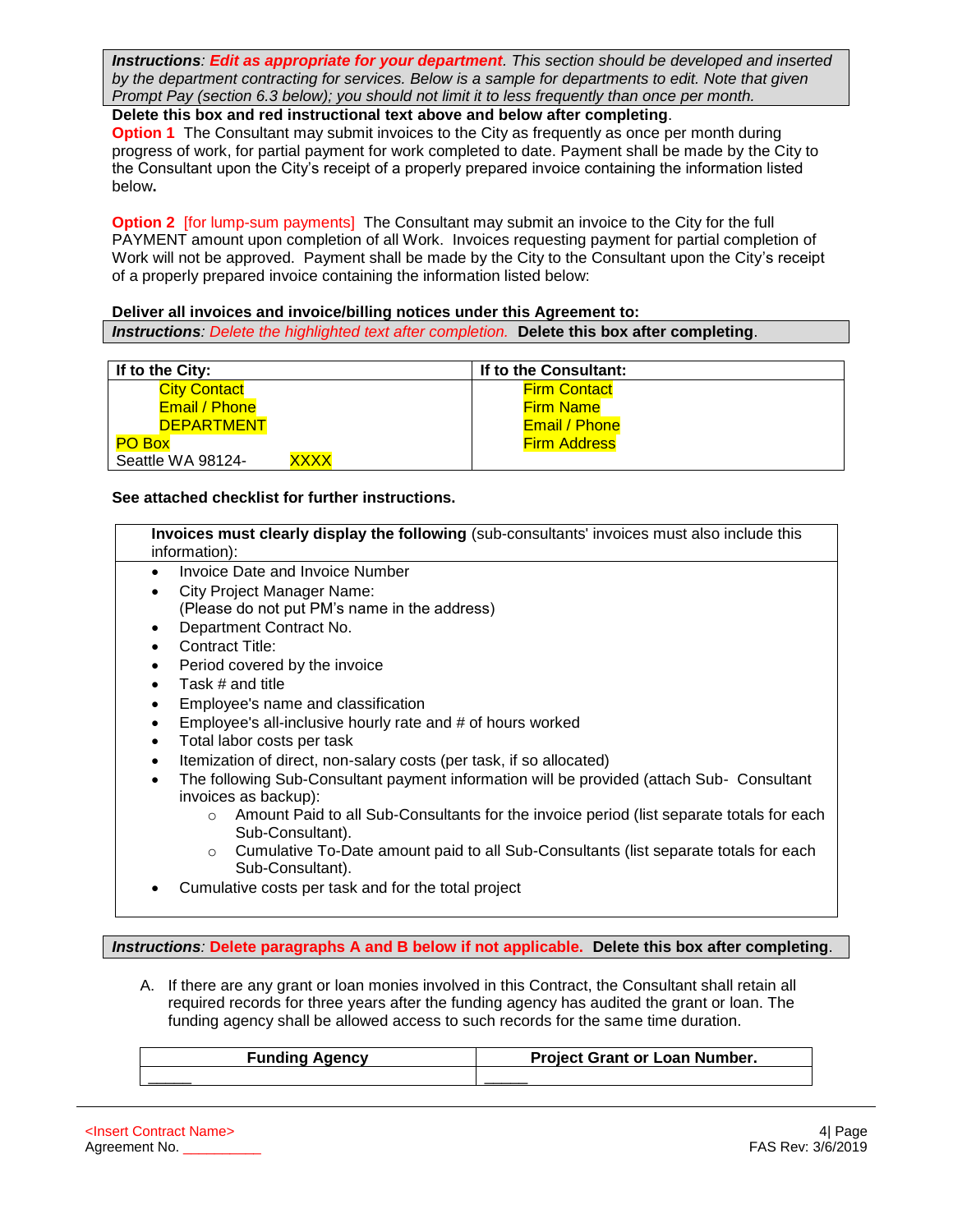***Instructions**: Edit as appropriate for your department. This section should be developed and inserted by the department contracting for services. Below is a sample for departments to edit. Note that given Prompt Pay (section 6.3 below); you should not limit it to less frequently than once per month.*

**Delete this box and red instructional text above and below after completing**.

**Option 1** The Consultant may submit invoices to the City as frequently as once per month during progress of work, for partial payment for work completed to date. Payment shall be made by the City to the Consultant upon the City's receipt of a properly prepared invoice containing the information listed below**.**

**Option 2** [for lump-sum payments] The Consultant may submit an invoice to the City for the full PAYMENT amount upon completion of all Work. Invoices requesting payment for partial completion of Work will not be approved. Payment shall be made by the City to the Consultant upon the City's receipt of a properly prepared invoice containing the information listed below:

**Deliver all invoices and invoice/billing notices under this Agreement to:**

***Instructions**: Delete the highlighted text after completion.* **Delete this box after completing**.

| If to the City: | If to the Consultant: |
|---|---|
| City Contact<br>Email / Phone<br>DEPARTMENT<br>PO Box<br>Seattle WA 98124- XXXX | Firm Contact<br>Firm Name<br>Email / Phone<br>Firm Address |

**See attached checklist for further instructions.**

**Invoices must clearly display the following** (sub-consultants' invoices must also include this information):

- Invoice Date and Invoice Number
- City Project Manager Name:
  (Please do not put PM's name in the address)
- Department Contract No.
- Contract Title:
- Period covered by the invoice
- Task # and title
- Employee's name and classification
- Employee's all-inclusive hourly rate and # of hours worked
- Total labor costs per task
- Itemization of direct, non-salary costs (per task, if so allocated)
- The following Sub-Consultant payment information will be provided (attach Sub- Consultant invoices as backup):
  - Amount Paid to all Sub-Consultants for the invoice period (list separate totals for each Sub-Consultant).
  - Cumulative To-Date amount paid to all Sub-Consultants (list separate totals for each Sub-Consultant).
- Cumulative costs per task and for the total project

***Instructions**: Delete paragraphs A and B below if not applicable.* **Delete this box after completing**.

A. If there are any grant or loan monies involved in this Contract, the Consultant shall retain all required records for three years after the funding agency has audited the grant or loan. The funding agency shall be allowed access to such records for the same time duration.

| Funding Agency | Project Grant or Loan Number. |
|---|---|
| _____ | _____ |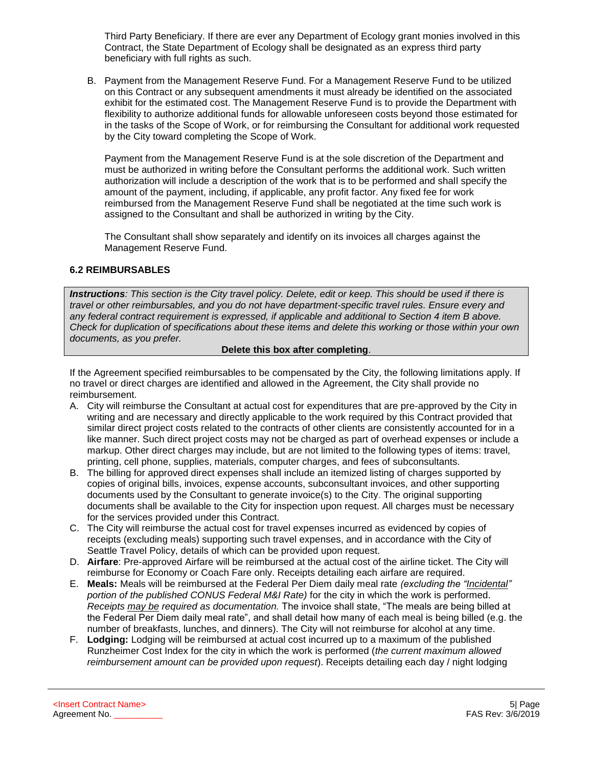Third Party Beneficiary. If there are ever any Department of Ecology grant monies involved in this Contract, the State Department of Ecology shall be designated as an express third party beneficiary with full rights as such.

B. Payment from the Management Reserve Fund. For a Management Reserve Fund to be utilized on this Contract or any subsequent amendments it must already be identified on the associated exhibit for the estimated cost. The Management Reserve Fund is to provide the Department with flexibility to authorize additional funds for allowable unforeseen costs beyond those estimated for in the tasks of the Scope of Work, or for reimbursing the Consultant for additional work requested by the City toward completing the Scope of Work.

   Payment from the Management Reserve Fund is at the sole discretion of the Department and must be authorized in writing before the Consultant performs the additional work. Such written authorization will include a description of the work that is to be performed and shall specify the amount of the payment, including, if applicable, any profit factor. Any fixed fee for work reimbursed from the Management Reserve Fund shall be negotiated at the time such work is assigned to the Consultant and shall be authorized in writing by the City.

   The Consultant shall show separately and identify on its invoices all charges against the Management Reserve Fund.

### 6.2 REIMBURSABLES

> ***Instructions**: This section is the City travel policy. Delete, edit or keep. This should be used if there is travel or other reimbursables, and you do not have department-specific travel rules. Ensure every and any federal contract requirement is expressed, if applicable and additional to Section 4 item B above. Check for duplication of specifications about these items and delete this working or those within your own documents, as you prefer.*
>
> **Delete this box after completing**.

If the Agreement specified reimbursables to be compensated by the City, the following limitations apply. If no travel or direct charges are identified and allowed in the Agreement, the City shall provide no reimbursement.

A. City will reimburse the Consultant at actual cost for expenditures that are pre-approved by the City in writing and are necessary and directly applicable to the work required by this Contract provided that similar direct project costs related to the contracts of other clients are consistently accounted for in a like manner. Such direct project costs may not be charged as part of overhead expenses or include a markup. Other direct charges may include, but are not limited to the following types of items: travel, printing, cell phone, supplies, materials, computer charges, and fees of subconsultants.
B. The billing for approved direct expenses shall include an itemized listing of charges supported by copies of original bills, invoices, expense accounts, subconsultant invoices, and other supporting documents used by the Consultant to generate invoice(s) to the City. The original supporting documents shall be available to the City for inspection upon request. All charges must be necessary for the services provided under this Contract.
C. The City will reimburse the actual cost for travel expenses incurred as evidenced by copies of receipts (excluding meals) supporting such travel expenses, and in accordance with the City of Seattle Travel Policy, details of which can be provided upon request.
D. **Airfare**: Pre-approved Airfare will be reimbursed at the actual cost of the airline ticket. The City will reimburse for Economy or Coach Fare only. Receipts detailing each airfare are required.
E. **Meals:** Meals will be reimbursed at the Federal Per Diem daily meal rate *(excluding the "Incidental" portion of the published CONUS Federal M&I Rate)* for the city in which the work is performed. *Receipts may be required as documentation.* The invoice shall state, "The meals are being billed at the Federal Per Diem daily meal rate", and shall detail how many of each meal is being billed (e.g. the number of breakfasts, lunches, and dinners). The City will not reimburse for alcohol at any time.
F. **Lodging:** Lodging will be reimbursed at actual cost incurred up to a maximum of the published Runzheimer Cost Index for the city in which the work is performed (*the current maximum allowed reimbursement amount can be provided upon request*). Receipts detailing each day / night lodging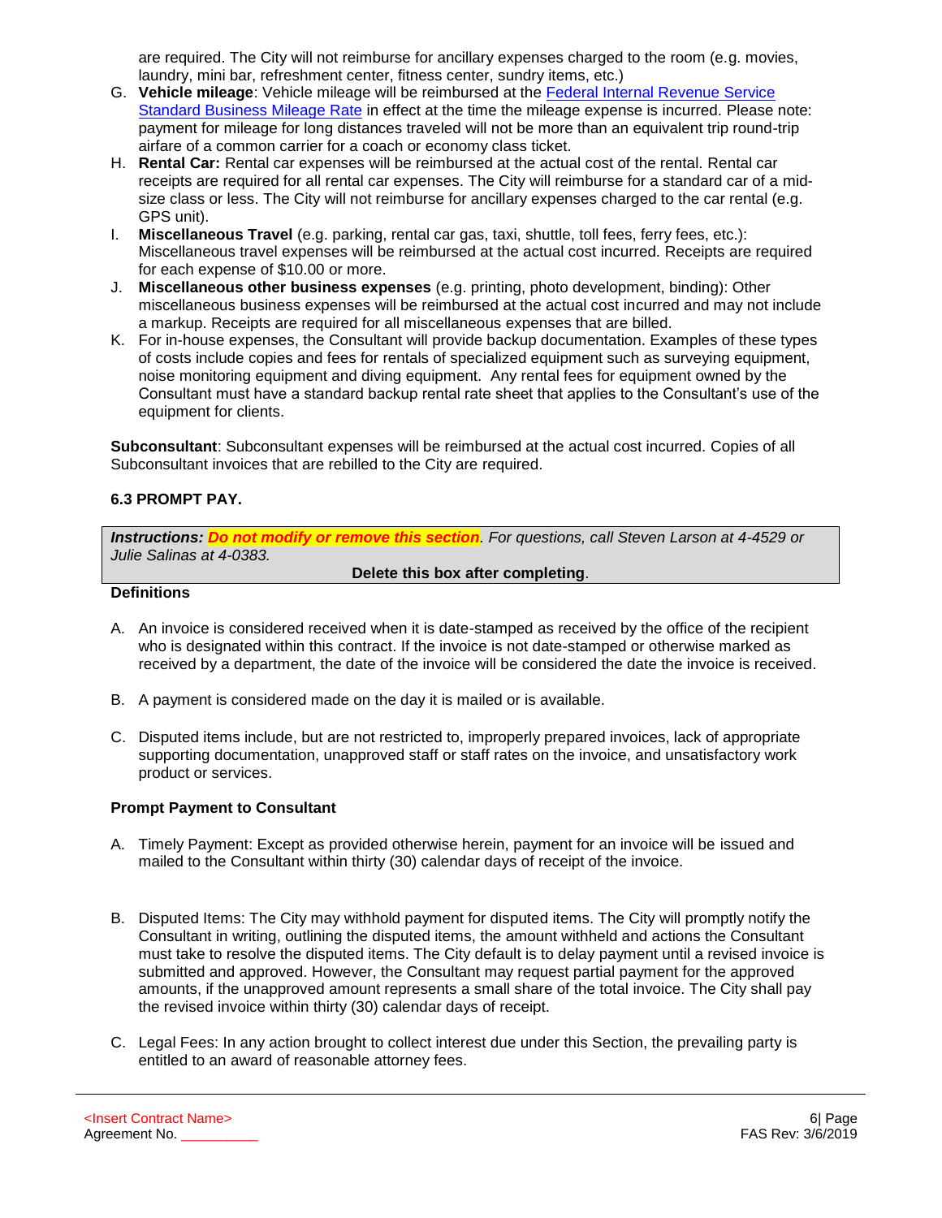are required. The City will not reimburse for ancillary expenses charged to the room (e.g. movies, laundry, mini bar, refreshment center, fitness center, sundry items, etc.)

G. **Vehicle mileage**: Vehicle mileage will be reimbursed at the Federal Internal Revenue Service Standard Business Mileage Rate in effect at the time the mileage expense is incurred. Please note: payment for mileage for long distances traveled will not be more than an equivalent trip round-trip airfare of a common carrier for a coach or economy class ticket.
H. **Rental Car:** Rental car expenses will be reimbursed at the actual cost of the rental. Rental car receipts are required for all rental car expenses. The City will reimburse for a standard car of a mid-size class or less. The City will not reimburse for ancillary expenses charged to the car rental (e.g. GPS unit).
I. **Miscellaneous Travel** (e.g. parking, rental car gas, taxi, shuttle, toll fees, ferry fees, etc.): Miscellaneous travel expenses will be reimbursed at the actual cost incurred. Receipts are required for each expense of $10.00 or more.
J. **Miscellaneous other business expenses** (e.g. printing, photo development, binding): Other miscellaneous business expenses will be reimbursed at the actual cost incurred and may not include a markup. Receipts are required for all miscellaneous expenses that are billed.
K. For in-house expenses, the Consultant will provide backup documentation. Examples of these types of costs include copies and fees for rentals of specialized equipment such as surveying equipment, noise monitoring equipment and diving equipment. Any rental fees for equipment owned by the Consultant must have a standard backup rental rate sheet that applies to the Consultant's use of the equipment for clients.

**Subconsultant**: Subconsultant expenses will be reimbursed at the actual cost incurred. Copies of all Subconsultant invoices that are rebilled to the City are required.

### 6.3 PROMPT PAY.

***Instructions: Do not modify or remove this section***. *For questions, call Steven Larson at 4-4529 or Julie Salinas at 4-0383.*

**Delete this box after completing**.

**Definitions**

A. An invoice is considered received when it is date-stamped as received by the office of the recipient who is designated within this contract. If the invoice is not date-stamped or otherwise marked as received by a department, the date of the invoice will be considered the date the invoice is received.

B. A payment is considered made on the day it is mailed or is available.

C. Disputed items include, but are not restricted to, improperly prepared invoices, lack of appropriate supporting documentation, unapproved staff or staff rates on the invoice, and unsatisfactory work product or services.

**Prompt Payment to Consultant**

A. Timely Payment: Except as provided otherwise herein, payment for an invoice will be issued and mailed to the Consultant within thirty (30) calendar days of receipt of the invoice.

B. Disputed Items: The City may withhold payment for disputed items. The City will promptly notify the Consultant in writing, outlining the disputed items, the amount withheld and actions the Consultant must take to resolve the disputed items. The City default is to delay payment until a revised invoice is submitted and approved. However, the Consultant may request partial payment for the approved amounts, if the unapproved amount represents a small share of the total invoice. The City shall pay the revised invoice within thirty (30) calendar days of receipt.

C. Legal Fees: In any action brought to collect interest due under this Section, the prevailing party is entitled to an award of reasonable attorney fees.

<Insert Contract Name>
Agreement No. __________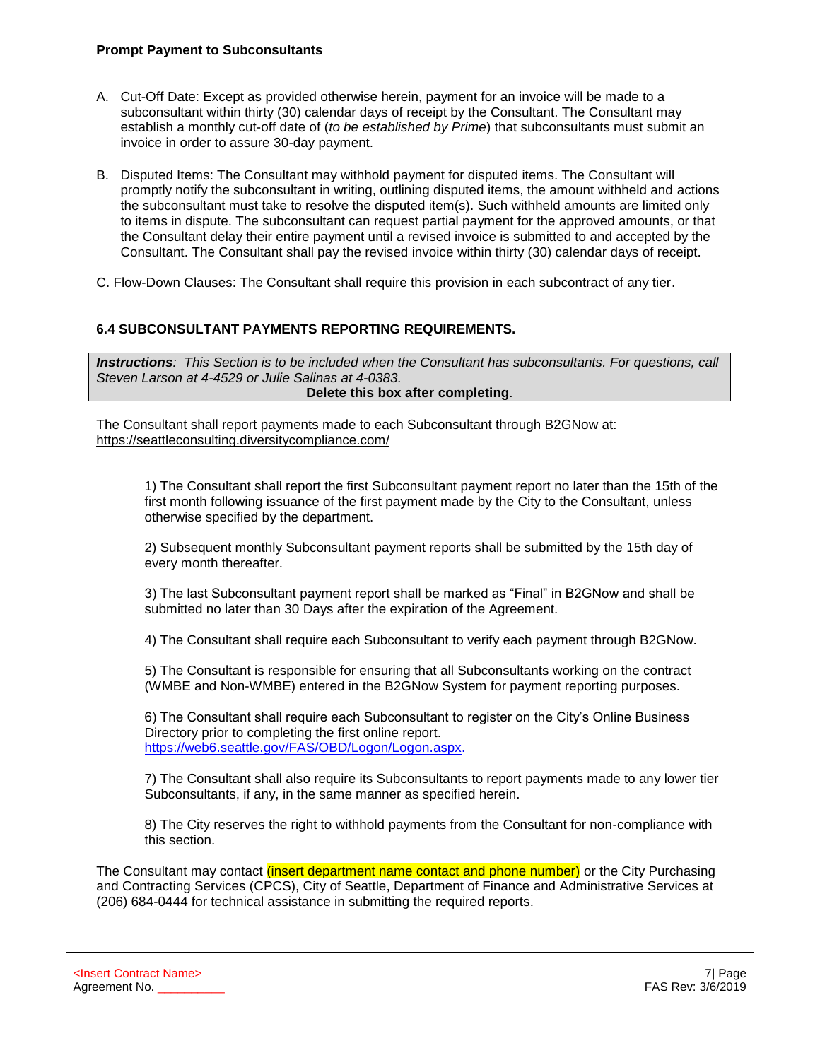**Prompt Payment to Subconsultants**

A. Cut-Off Date: Except as provided otherwise herein, payment for an invoice will be made to a subconsultant within thirty (30) calendar days of receipt by the Consultant. The Consultant may establish a monthly cut-off date of (*to be established by Prime*) that subconsultants must submit an invoice in order to assure 30-day payment.

B. Disputed Items: The Consultant may withhold payment for disputed items. The Consultant will promptly notify the subconsultant in writing, outlining disputed items, the amount withheld and actions the subconsultant must take to resolve the disputed item(s). Such withheld amounts are limited only to items in dispute. The subconsultant can request partial payment for the approved amounts, or that the Consultant delay their entire payment until a revised invoice is submitted to and accepted by the Consultant. The Consultant shall pay the revised invoice within thirty (30) calendar days of receipt.

C. Flow-Down Clauses: The Consultant shall require this provision in each subcontract of any tier.

### 6.4 SUBCONSULTANT PAYMENTS REPORTING REQUIREMENTS.

> ***Instructions**: This Section is to be included when the Consultant has subconsultants. For questions, call Steven Larson at 4-4529 or Julie Salinas at 4-0383.*
> **Delete this box after completing**.

The Consultant shall report payments made to each Subconsultant through B2GNow at: https://seattleconsulting.diversitycompliance.com/

1) The Consultant shall report the first Subconsultant payment report no later than the 15th of the first month following issuance of the first payment made by the City to the Consultant, unless otherwise specified by the department.

2) Subsequent monthly Subconsultant payment reports shall be submitted by the 15th day of every month thereafter.

3) The last Subconsultant payment report shall be marked as "Final" in B2GNow and shall be submitted no later than 30 Days after the expiration of the Agreement.

4) The Consultant shall require each Subconsultant to verify each payment through B2GNow.

5) The Consultant is responsible for ensuring that all Subconsultants working on the contract (WMBE and Non-WMBE) entered in the B2GNow System for payment reporting purposes.

6) The Consultant shall require each Subconsultant to register on the City's Online Business Directory prior to completing the first online report. https://web6.seattle.gov/FAS/OBD/Logon/Logon.aspx.

7) The Consultant shall also require its Subconsultants to report payments made to any lower tier Subconsultants, if any, in the same manner as specified herein.

8) The City reserves the right to withhold payments from the Consultant for non-compliance with this section.

The Consultant may contact (insert department name contact and phone number) or the City Purchasing and Contracting Services (CPCS), City of Seattle, Department of Finance and Administrative Services at (206) 684-0444 for technical assistance in submitting the required reports.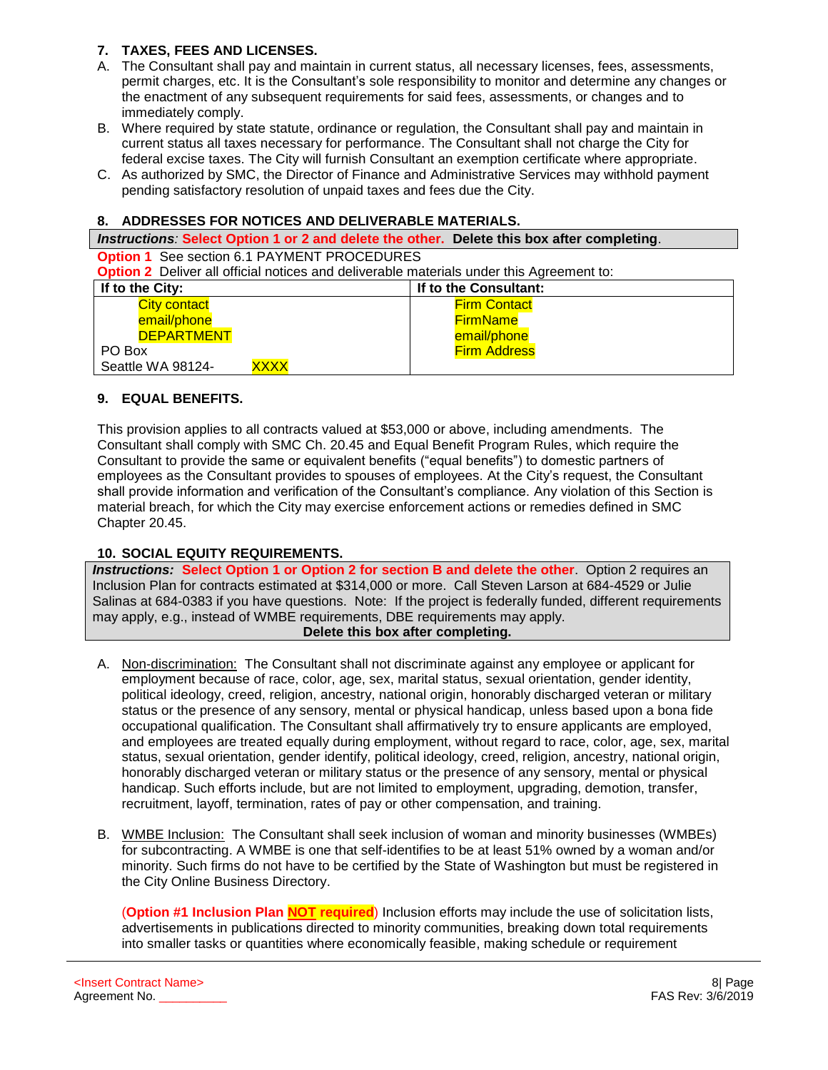**7. TAXES, FEES AND LICENSES.**

A. The Consultant shall pay and maintain in current status, all necessary licenses, fees, assessments, permit charges, etc. It is the Consultant's sole responsibility to monitor and determine any changes or the enactment of any subsequent requirements for said fees, assessments, or changes and to immediately comply.

B. Where required by state statute, ordinance or regulation, the Consultant shall pay and maintain in current status all taxes necessary for performance. The Consultant shall not charge the City for federal excise taxes. The City will furnish Consultant an exemption certificate where appropriate.

C. As authorized by SMC, the Director of Finance and Administrative Services may withhold payment pending satisfactory resolution of unpaid taxes and fees due the City.

**8. ADDRESSES FOR NOTICES AND DELIVERABLE MATERIALS.**

***Instructions**: **Select Option 1 or 2 and delete the other.** **Delete this box after completing**.*

**Option 1** See section 6.1 PAYMENT PROCEDURES

**Option 2** Deliver all official notices and deliverable materials under this Agreement to:

| If to the City: | If to the Consultant: |
|---|---|
| City contact<br>email/phone<br>DEPARTMENT<br>PO Box<br>Seattle WA 98124- XXXX | Firm Contact<br>FirmName<br>email/phone<br>Firm Address |

**9. EQUAL BENEFITS.**

This provision applies to all contracts valued at $53,000 or above, including amendments. The Consultant shall comply with SMC Ch. 20.45 and Equal Benefit Program Rules, which require the Consultant to provide the same or equivalent benefits ("equal benefits") to domestic partners of employees as the Consultant provides to spouses of employees. At the City's request, the Consultant shall provide information and verification of the Consultant's compliance. Any violation of this Section is material breach, for which the City may exercise enforcement actions or remedies defined in SMC Chapter 20.45.

**10. SOCIAL EQUITY REQUIREMENTS.**

***Instructions:*** **Select Option 1 or Option 2 for section B and delete the other**. Option 2 requires an Inclusion Plan for contracts estimated at $314,000 or more. Call Steven Larson at 684-4529 or Julie Salinas at 684-0383 if you have questions. Note: If the project is federally funded, different requirements may apply, e.g., instead of WMBE requirements, DBE requirements may apply.
**Delete this box after completing.**

A. Non-discrimination: The Consultant shall not discriminate against any employee or applicant for employment because of race, color, age, sex, marital status, sexual orientation, gender identity, political ideology, creed, religion, ancestry, national origin, honorably discharged veteran or military status or the presence of any sensory, mental or physical handicap, unless based upon a bona fide occupational qualification. The Consultant shall affirmatively try to ensure applicants are employed, and employees are treated equally during employment, without regard to race, color, age, sex, marital status, sexual orientation, gender identify, political ideology, creed, religion, ancestry, national origin, honorably discharged veteran or military status or the presence of any sensory, mental or physical handicap. Such efforts include, but are not limited to employment, upgrading, demotion, transfer, recruitment, layoff, termination, rates of pay or other compensation, and training.

B. WMBE Inclusion: The Consultant shall seek inclusion of woman and minority businesses (WMBEs) for subcontracting. A WMBE is one that self-identifies to be at least 51% owned by a woman and/or minority. Such firms do not have to be certified by the State of Washington but must be registered in the City Online Business Directory.

(**Option #1 Inclusion Plan NOT required**) Inclusion efforts may include the use of solicitation lists, advertisements in publications directed to minority communities, breaking down total requirements into smaller tasks or quantities where economically feasible, making schedule or requirement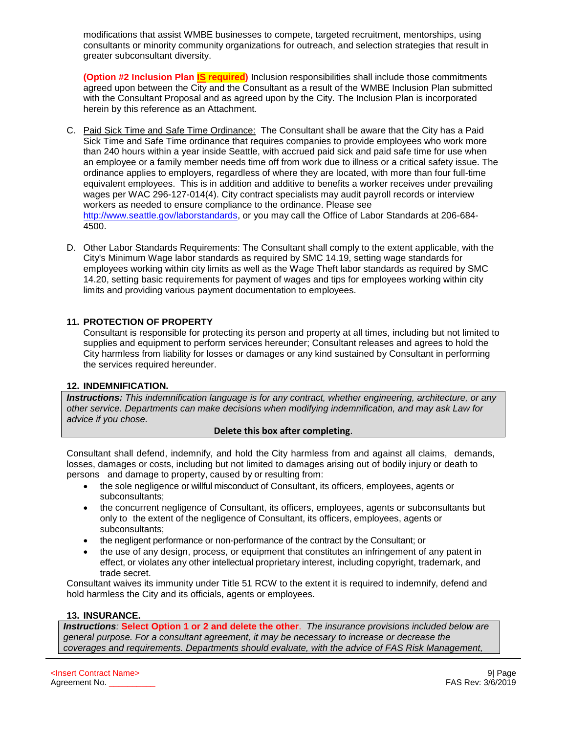modifications that assist WMBE businesses to compete, targeted recruitment, mentorships, using consultants or minority community organizations for outreach, and selection strategies that result in greater subconsultant diversity.

**(Option #2 Inclusion Plan IS required)** Inclusion responsibilities shall include those commitments agreed upon between the City and the Consultant as a result of the WMBE Inclusion Plan submitted with the Consultant Proposal and as agreed upon by the City. The Inclusion Plan is incorporated herein by this reference as an Attachment.

C. Paid Sick Time and Safe Time Ordinance: The Consultant shall be aware that the City has a Paid Sick Time and Safe Time ordinance that requires companies to provide employees who work more than 240 hours within a year inside Seattle, with accrued paid sick and paid safe time for use when an employee or a family member needs time off from work due to illness or a critical safety issue. The ordinance applies to employers, regardless of where they are located, with more than four full-time equivalent employees. This is in addition and additive to benefits a worker receives under prevailing wages per WAC 296-127-014(4). City contract specialists may audit payroll records or interview workers as needed to ensure compliance to the ordinance. Please see http://www.seattle.gov/laborstandards, or you may call the Office of Labor Standards at 206-684-4500.

D. Other Labor Standards Requirements: The Consultant shall comply to the extent applicable, with the City's Minimum Wage labor standards as required by SMC 14.19, setting wage standards for employees working within city limits as well as the Wage Theft labor standards as required by SMC 14.20, setting basic requirements for payment of wages and tips for employees working within city limits and providing various payment documentation to employees.

## 11. PROTECTION OF PROPERTY

Consultant is responsible for protecting its person and property at all times, including but not limited to supplies and equipment to perform services hereunder; Consultant releases and agrees to hold the City harmless from liability for losses or damages or any kind sustained by Consultant in performing the services required hereunder.

## 12. INDEMNIFICATION.

***Instructions:*** *This indemnification language is for any contract, whether engineering, architecture, or any other service. Departments can make decisions when modifying indemnification, and may ask Law for advice if you chose.*

**Delete this box after completing.**

Consultant shall defend, indemnify, and hold the City harmless from and against all claims, demands, losses, damages or costs, including but not limited to damages arising out of bodily injury or death to persons and damage to property, caused by or resulting from:

- the sole negligence or willful misconduct of Consultant, its officers, employees, agents or subconsultants;
- the concurrent negligence of Consultant, its officers, employees, agents or subconsultants but only to the extent of the negligence of Consultant, its officers, employees, agents or subconsultants;
- the negligent performance or non-performance of the contract by the Consultant; or
- the use of any design, process, or equipment that constitutes an infringement of any patent in effect, or violates any other intellectual proprietary interest, including copyright, trademark, and trade secret.

Consultant waives its immunity under Title 51 RCW to the extent it is required to indemnify, defend and hold harmless the City and its officials, agents or employees.

## 13. INSURANCE.

***Instructions***: **Select Option 1 or 2 and delete the other**. *The insurance provisions included below are general purpose. For a consultant agreement, it may be necessary to increase or decrease the coverages and requirements. Departments should evaluate, with the advice of FAS Risk Management,*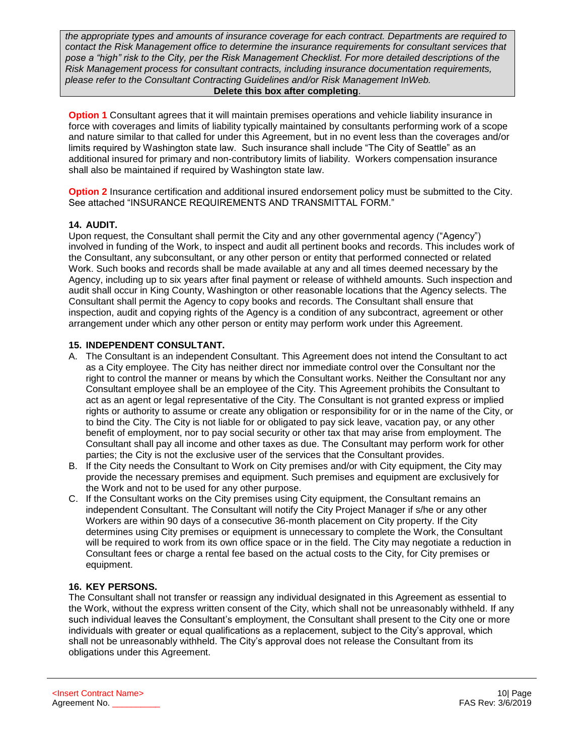*the appropriate types and amounts of insurance coverage for each contract. Departments are required to contact the Risk Management office to determine the insurance requirements for consultant services that pose a "high" risk to the City, per the Risk Management Checklist. For more detailed descriptions of the Risk Management process for consultant contracts, including insurance documentation requirements, please refer to the Consultant Contracting Guidelines and/or Risk Management InWeb.*

**Delete this box after completing**.

**Option 1** Consultant agrees that it will maintain premises operations and vehicle liability insurance in force with coverages and limits of liability typically maintained by consultants performing work of a scope and nature similar to that called for under this Agreement, but in no event less than the coverages and/or limits required by Washington state law. Such insurance shall include "The City of Seattle" as an additional insured for primary and non-contributory limits of liability. Workers compensation insurance shall also be maintained if required by Washington state law.

**Option 2** Insurance certification and additional insured endorsement policy must be submitted to the City. See attached "INSURANCE REQUIREMENTS AND TRANSMITTAL FORM."

**14. AUDIT.**

Upon request, the Consultant shall permit the City and any other governmental agency ("Agency") involved in funding of the Work, to inspect and audit all pertinent books and records. This includes work of the Consultant, any subconsultant, or any other person or entity that performed connected or related Work. Such books and records shall be made available at any and all times deemed necessary by the Agency, including up to six years after final payment or release of withheld amounts. Such inspection and audit shall occur in King County, Washington or other reasonable locations that the Agency selects. The Consultant shall permit the Agency to copy books and records. The Consultant shall ensure that inspection, audit and copying rights of the Agency is a condition of any subcontract, agreement or other arrangement under which any other person or entity may perform work under this Agreement.

**15. INDEPENDENT CONSULTANT.**

A. The Consultant is an independent Consultant. This Agreement does not intend the Consultant to act as a City employee. The City has neither direct nor immediate control over the Consultant nor the right to control the manner or means by which the Consultant works. Neither the Consultant nor any Consultant employee shall be an employee of the City. This Agreement prohibits the Consultant to act as an agent or legal representative of the City. The Consultant is not granted express or implied rights or authority to assume or create any obligation or responsibility for or in the name of the City, or to bind the City. The City is not liable for or obligated to pay sick leave, vacation pay, or any other benefit of employment, nor to pay social security or other tax that may arise from employment. The Consultant shall pay all income and other taxes as due. The Consultant may perform work for other parties; the City is not the exclusive user of the services that the Consultant provides.

B. If the City needs the Consultant to Work on City premises and/or with City equipment, the City may provide the necessary premises and equipment. Such premises and equipment are exclusively for the Work and not to be used for any other purpose.

C. If the Consultant works on the City premises using City equipment, the Consultant remains an independent Consultant. The Consultant will notify the City Project Manager if s/he or any other Workers are within 90 days of a consecutive 36-month placement on City property. If the City determines using City premises or equipment is unnecessary to complete the Work, the Consultant will be required to work from its own office space or in the field. The City may negotiate a reduction in Consultant fees or charge a rental fee based on the actual costs to the City, for City premises or equipment.

**16. KEY PERSONS.**

The Consultant shall not transfer or reassign any individual designated in this Agreement as essential to the Work, without the express written consent of the City, which shall not be unreasonably withheld. If any such individual leaves the Consultant's employment, the Consultant shall present to the City one or more individuals with greater or equal qualifications as a replacement, subject to the City's approval, which shall not be unreasonably withheld. The City's approval does not release the Consultant from its obligations under this Agreement.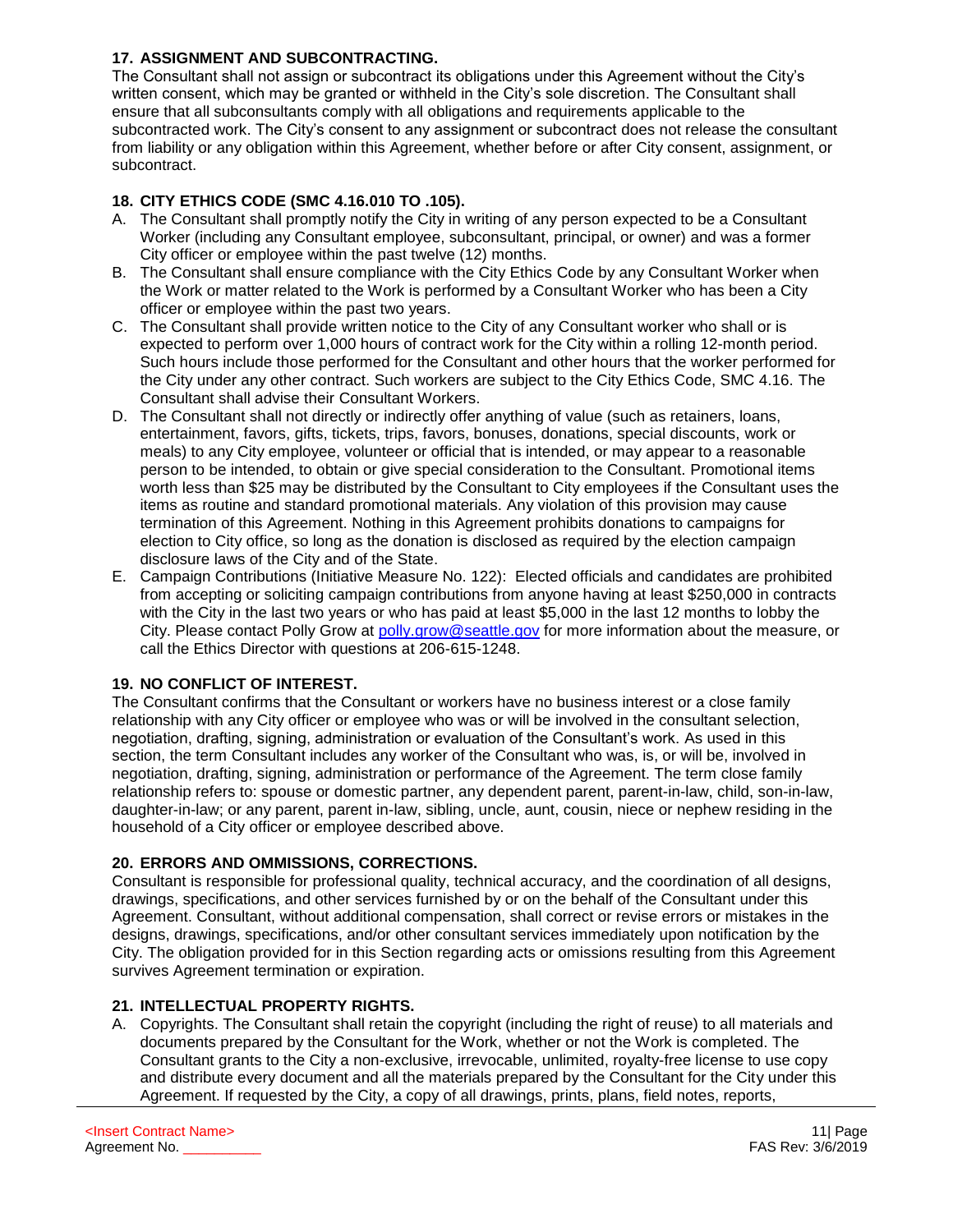**17. ASSIGNMENT AND SUBCONTRACTING.**

The Consultant shall not assign or subcontract its obligations under this Agreement without the City's written consent, which may be granted or withheld in the City's sole discretion. The Consultant shall ensure that all subconsultants comply with all obligations and requirements applicable to the subcontracted work. The City's consent to any assignment or subcontract does not release the consultant from liability or any obligation within this Agreement, whether before or after City consent, assignment, or subcontract.

**18. CITY ETHICS CODE (SMC 4.16.010 TO .105).**

A. The Consultant shall promptly notify the City in writing of any person expected to be a Consultant Worker (including any Consultant employee, subconsultant, principal, or owner) and was a former City officer or employee within the past twelve (12) months.

B. The Consultant shall ensure compliance with the City Ethics Code by any Consultant Worker when the Work or matter related to the Work is performed by a Consultant Worker who has been a City officer or employee within the past two years.

C. The Consultant shall provide written notice to the City of any Consultant worker who shall or is expected to perform over 1,000 hours of contract work for the City within a rolling 12-month period. Such hours include those performed for the Consultant and other hours that the worker performed for the City under any other contract. Such workers are subject to the City Ethics Code, SMC 4.16. The Consultant shall advise their Consultant Workers.

D. The Consultant shall not directly or indirectly offer anything of value (such as retainers, loans, entertainment, favors, gifts, tickets, trips, favors, bonuses, donations, special discounts, work or meals) to any City employee, volunteer or official that is intended, or may appear to a reasonable person to be intended, to obtain or give special consideration to the Consultant. Promotional items worth less than $25 may be distributed by the Consultant to City employees if the Consultant uses the items as routine and standard promotional materials. Any violation of this provision may cause termination of this Agreement. Nothing in this Agreement prohibits donations to campaigns for election to City office, so long as the donation is disclosed as required by the election campaign disclosure laws of the City and of the State.

E. Campaign Contributions (Initiative Measure No. 122): Elected officials and candidates are prohibited from accepting or soliciting campaign contributions from anyone having at least $250,000 in contracts with the City in the last two years or who has paid at least $5,000 in the last 12 months to lobby the City. Please contact Polly Grow at polly.grow@seattle.gov for more information about the measure, or call the Ethics Director with questions at 206-615-1248.

**19. NO CONFLICT OF INTEREST.**

The Consultant confirms that the Consultant or workers have no business interest or a close family relationship with any City officer or employee who was or will be involved in the consultant selection, negotiation, drafting, signing, administration or evaluation of the Consultant's work. As used in this section, the term Consultant includes any worker of the Consultant who was, is, or will be, involved in negotiation, drafting, signing, administration or performance of the Agreement. The term close family relationship refers to: spouse or domestic partner, any dependent parent, parent-in-law, child, son-in-law, daughter-in-law; or any parent, parent in-law, sibling, uncle, aunt, cousin, niece or nephew residing in the household of a City officer or employee described above.

**20. ERRORS AND OMMISSIONS, CORRECTIONS.**

Consultant is responsible for professional quality, technical accuracy, and the coordination of all designs, drawings, specifications, and other services furnished by or on the behalf of the Consultant under this Agreement. Consultant, without additional compensation, shall correct or revise errors or mistakes in the designs, drawings, specifications, and/or other consultant services immediately upon notification by the City. The obligation provided for in this Section regarding acts or omissions resulting from this Agreement survives Agreement termination or expiration.

**21. INTELLECTUAL PROPERTY RIGHTS.**

A. Copyrights. The Consultant shall retain the copyright (including the right of reuse) to all materials and documents prepared by the Consultant for the Work, whether or not the Work is completed. The Consultant grants to the City a non-exclusive, irrevocable, unlimited, royalty-free license to use copy and distribute every document and all the materials prepared by the Consultant for the City under this Agreement. If requested by the City, a copy of all drawings, prints, plans, field notes, reports,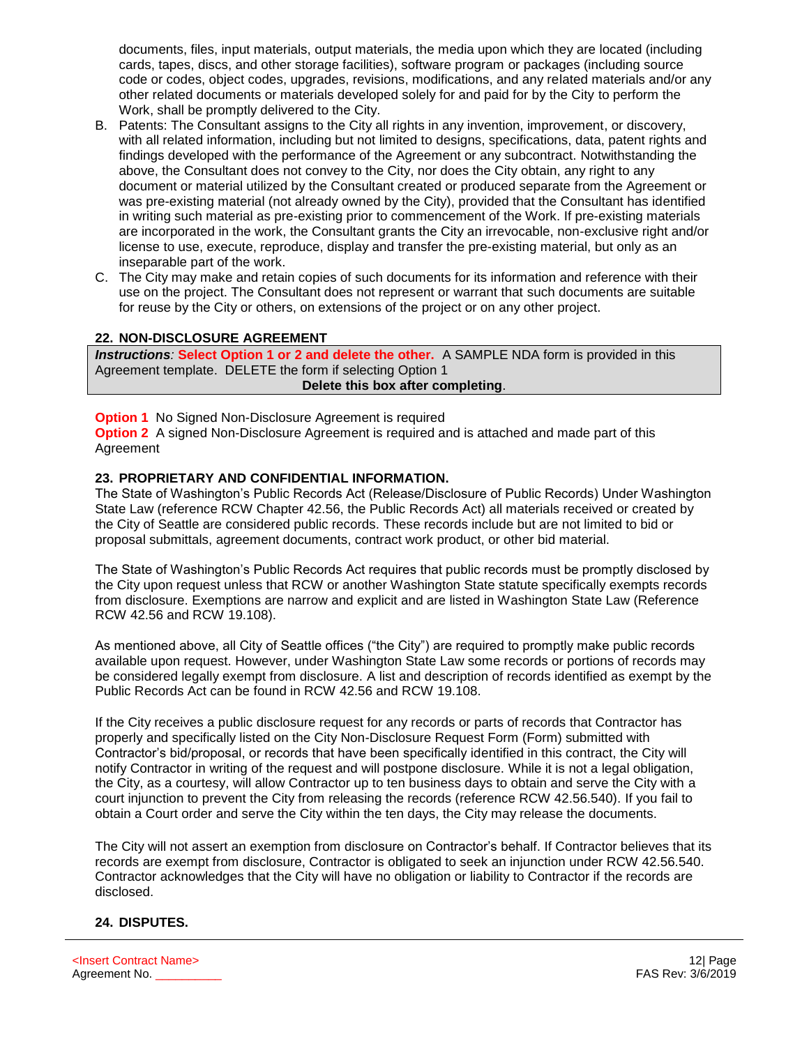documents, files, input materials, output materials, the media upon which they are located (including cards, tapes, discs, and other storage facilities), software program or packages (including source code or codes, object codes, upgrades, revisions, modifications, and any related materials and/or any other related documents or materials developed solely for and paid for by the City to perform the Work, shall be promptly delivered to the City.

B. Patents: The Consultant assigns to the City all rights in any invention, improvement, or discovery, with all related information, including but not limited to designs, specifications, data, patent rights and findings developed with the performance of the Agreement or any subcontract. Notwithstanding the above, the Consultant does not convey to the City, nor does the City obtain, any right to any document or material utilized by the Consultant created or produced separate from the Agreement or was pre-existing material (not already owned by the City), provided that the Consultant has identified in writing such material as pre-existing prior to commencement of the Work. If pre-existing materials are incorporated in the work, the Consultant grants the City an irrevocable, non-exclusive right and/or license to use, execute, reproduce, display and transfer the pre-existing material, but only as an inseparable part of the work.

C. The City may make and retain copies of such documents for its information and reference with their use on the project. The Consultant does not represent or warrant that such documents are suitable for reuse by the City or others, on extensions of the project or on any other project.

## 22. NON-DISCLOSURE AGREEMENT

***Instructions*: Select Option 1 or 2 and delete the other.** A SAMPLE NDA form is provided in this Agreement template. DELETE the form if selecting Option 1
**Delete this box after completing**.

**Option 1** No Signed Non-Disclosure Agreement is required
**Option 2** A signed Non-Disclosure Agreement is required and is attached and made part of this Agreement

## 23. PROPRIETARY AND CONFIDENTIAL INFORMATION.

The State of Washington's Public Records Act (Release/Disclosure of Public Records) Under Washington State Law (reference RCW Chapter 42.56, the Public Records Act) all materials received or created by the City of Seattle are considered public records. These records include but are not limited to bid or proposal submittals, agreement documents, contract work product, or other bid material.

The State of Washington's Public Records Act requires that public records must be promptly disclosed by the City upon request unless that RCW or another Washington State statute specifically exempts records from disclosure. Exemptions are narrow and explicit and are listed in Washington State Law (Reference RCW 42.56 and RCW 19.108).

As mentioned above, all City of Seattle offices ("the City") are required to promptly make public records available upon request. However, under Washington State Law some records or portions of records may be considered legally exempt from disclosure. A list and description of records identified as exempt by the Public Records Act can be found in RCW 42.56 and RCW 19.108.

If the City receives a public disclosure request for any records or parts of records that Contractor has properly and specifically listed on the City Non-Disclosure Request Form (Form) submitted with Contractor's bid/proposal, or records that have been specifically identified in this contract, the City will notify Contractor in writing of the request and will postpone disclosure. While it is not a legal obligation, the City, as a courtesy, will allow Contractor up to ten business days to obtain and serve the City with a court injunction to prevent the City from releasing the records (reference RCW 42.56.540). If you fail to obtain a Court order and serve the City within the ten days, the City may release the documents.

The City will not assert an exemption from disclosure on Contractor's behalf. If Contractor believes that its records are exempt from disclosure, Contractor is obligated to seek an injunction under RCW 42.56.540. Contractor acknowledges that the City will have no obligation or liability to Contractor if the records are disclosed.

## 24. DISPUTES.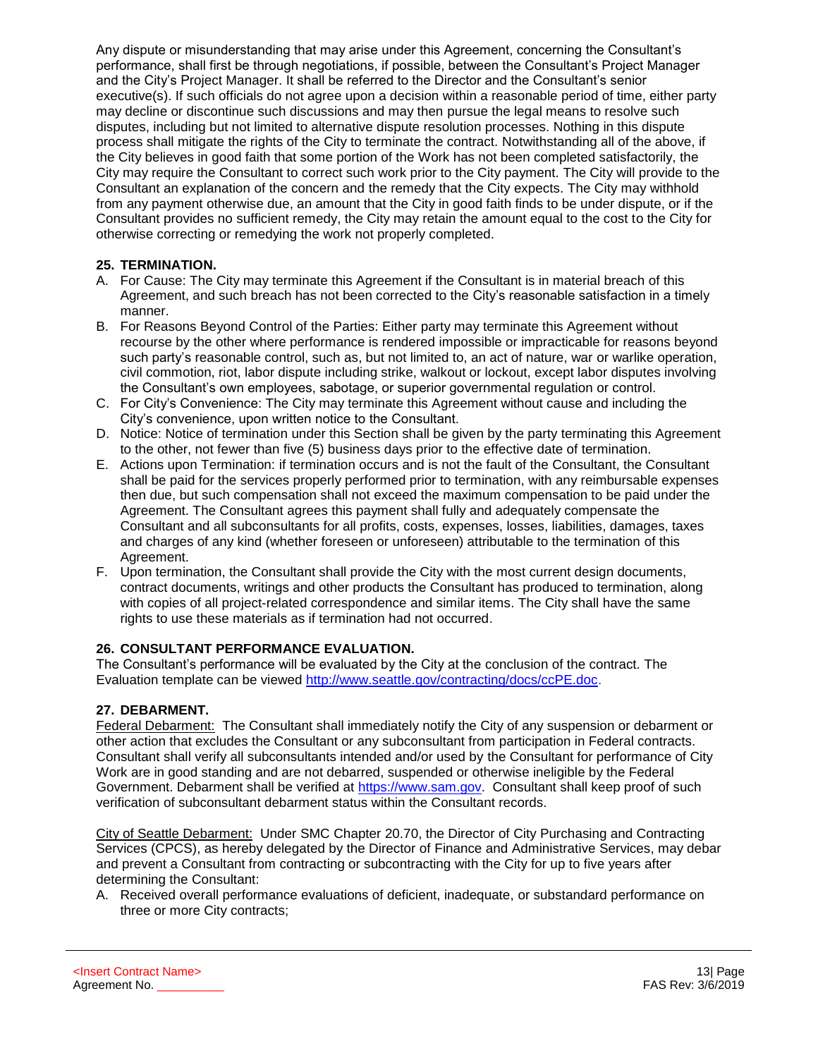Any dispute or misunderstanding that may arise under this Agreement, concerning the Consultant's performance, shall first be through negotiations, if possible, between the Consultant's Project Manager and the City's Project Manager. It shall be referred to the Director and the Consultant's senior executive(s). If such officials do not agree upon a decision within a reasonable period of time, either party may decline or discontinue such discussions and may then pursue the legal means to resolve such disputes, including but not limited to alternative dispute resolution processes. Nothing in this dispute process shall mitigate the rights of the City to terminate the contract. Notwithstanding all of the above, if the City believes in good faith that some portion of the Work has not been completed satisfactorily, the City may require the Consultant to correct such work prior to the City payment. The City will provide to the Consultant an explanation of the concern and the remedy that the City expects. The City may withhold from any payment otherwise due, an amount that the City in good faith finds to be under dispute, or if the Consultant provides no sufficient remedy, the City may retain the amount equal to the cost to the City for otherwise correcting or remedying the work not properly completed.

**25. TERMINATION.**

A. For Cause: The City may terminate this Agreement if the Consultant is in material breach of this Agreement, and such breach has not been corrected to the City's reasonable satisfaction in a timely manner.

B. For Reasons Beyond Control of the Parties: Either party may terminate this Agreement without recourse by the other where performance is rendered impossible or impracticable for reasons beyond such party's reasonable control, such as, but not limited to, an act of nature, war or warlike operation, civil commotion, riot, labor dispute including strike, walkout or lockout, except labor disputes involving the Consultant's own employees, sabotage, or superior governmental regulation or control.

C. For City's Convenience: The City may terminate this Agreement without cause and including the City's convenience, upon written notice to the Consultant.

D. Notice: Notice of termination under this Section shall be given by the party terminating this Agreement to the other, not fewer than five (5) business days prior to the effective date of termination.

E. Actions upon Termination: if termination occurs and is not the fault of the Consultant, the Consultant shall be paid for the services properly performed prior to termination, with any reimbursable expenses then due, but such compensation shall not exceed the maximum compensation to be paid under the Agreement. The Consultant agrees this payment shall fully and adequately compensate the Consultant and all subconsultants for all profits, costs, expenses, losses, liabilities, damages, taxes and charges of any kind (whether foreseen or unforeseen) attributable to the termination of this Agreement.

F. Upon termination, the Consultant shall provide the City with the most current design documents, contract documents, writings and other products the Consultant has produced to termination, along with copies of all project-related correspondence and similar items. The City shall have the same rights to use these materials as if termination had not occurred.

**26. CONSULTANT PERFORMANCE EVALUATION.**

The Consultant's performance will be evaluated by the City at the conclusion of the contract. The Evaluation template can be viewed [http://www.seattle.gov/contracting/docs/ccPE.doc](http://www.seattle.gov/contracting/docs/ccPE.doc).

**27. DEBARMENT.**

Federal Debarment: The Consultant shall immediately notify the City of any suspension or debarment or other action that excludes the Consultant or any subconsultant from participation in Federal contracts. Consultant shall verify all subconsultants intended and/or used by the Consultant for performance of City Work are in good standing and are not debarred, suspended or otherwise ineligible by the Federal Government. Debarment shall be verified at [https://www.sam.gov](https://www.sam.gov). Consultant shall keep proof of such verification of subconsultant debarment status within the Consultant records.

City of Seattle Debarment: Under SMC Chapter 20.70, the Director of City Purchasing and Contracting Services (CPCS), as hereby delegated by the Director of Finance and Administrative Services, may debar and prevent a Consultant from contracting or subcontracting with the City for up to five years after determining the Consultant:

A. Received overall performance evaluations of deficient, inadequate, or substandard performance on three or more City contracts;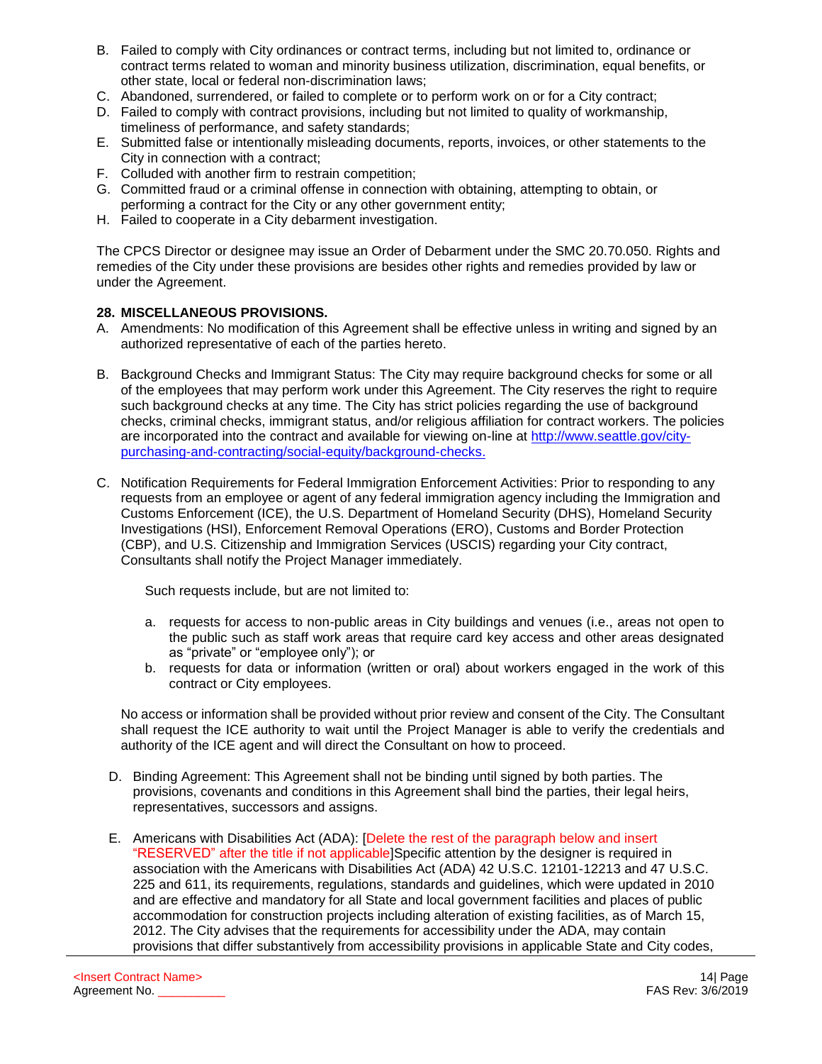B. Failed to comply with City ordinances or contract terms, including but not limited to, ordinance or contract terms related to woman and minority business utilization, discrimination, equal benefits, or other state, local or federal non-discrimination laws;
C. Abandoned, surrendered, or failed to complete or to perform work on or for a City contract;
D. Failed to comply with contract provisions, including but not limited to quality of workmanship, timeliness of performance, and safety standards;
E. Submitted false or intentionally misleading documents, reports, invoices, or other statements to the City in connection with a contract;
F. Colluded with another firm to restrain competition;
G. Committed fraud or a criminal offense in connection with obtaining, attempting to obtain, or performing a contract for the City or any other government entity;
H. Failed to cooperate in a City debarment investigation.

The CPCS Director or designee may issue an Order of Debarment under the SMC 20.70.050. Rights and remedies of the City under these provisions are besides other rights and remedies provided by law or under the Agreement.

**28. MISCELLANEOUS PROVISIONS.**

A. Amendments: No modification of this Agreement shall be effective unless in writing and signed by an authorized representative of each of the parties hereto.

B. Background Checks and Immigrant Status: The City may require background checks for some or all of the employees that may perform work under this Agreement. The City reserves the right to require such background checks at any time. The City has strict policies regarding the use of background checks, criminal checks, immigrant status, and/or religious affiliation for contract workers. The policies are incorporated into the contract and available for viewing on-line at http://www.seattle.gov/city-purchasing-and-contracting/social-equity/background-checks.

C. Notification Requirements for Federal Immigration Enforcement Activities: Prior to responding to any requests from an employee or agent of any federal immigration agency including the Immigration and Customs Enforcement (ICE), the U.S. Department of Homeland Security (DHS), Homeland Security Investigations (HSI), Enforcement Removal Operations (ERO), Customs and Border Protection (CBP), and U.S. Citizenship and Immigration Services (USCIS) regarding your City contract, Consultants shall notify the Project Manager immediately.

   Such requests include, but are not limited to:

   a. requests for access to non-public areas in City buildings and venues (i.e., areas not open to the public such as staff work areas that require card key access and other areas designated as "private" or "employee only"); or
   b. requests for data or information (written or oral) about workers engaged in the work of this contract or City employees.

   No access or information shall be provided without prior review and consent of the City. The Consultant shall request the ICE authority to wait until the Project Manager is able to verify the credentials and authority of the ICE agent and will direct the Consultant on how to proceed.

D. Binding Agreement: This Agreement shall not be binding until signed by both parties. The provisions, covenants and conditions in this Agreement shall bind the parties, their legal heirs, representatives, successors and assigns.

E. Americans with Disabilities Act (ADA): [Delete the rest of the paragraph below and insert "RESERVED" after the title if not applicable]Specific attention by the designer is required in association with the Americans with Disabilities Act (ADA) 42 U.S.C. 12101-12213 and 47 U.S.C. 225 and 611, its requirements, regulations, standards and guidelines, which were updated in 2010 and are effective and mandatory for all State and local government facilities and places of public accommodation for construction projects including alteration of existing facilities, as of March 15, 2012. The City advises that the requirements for accessibility under the ADA, may contain provisions that differ substantively from accessibility provisions in applicable State and City codes,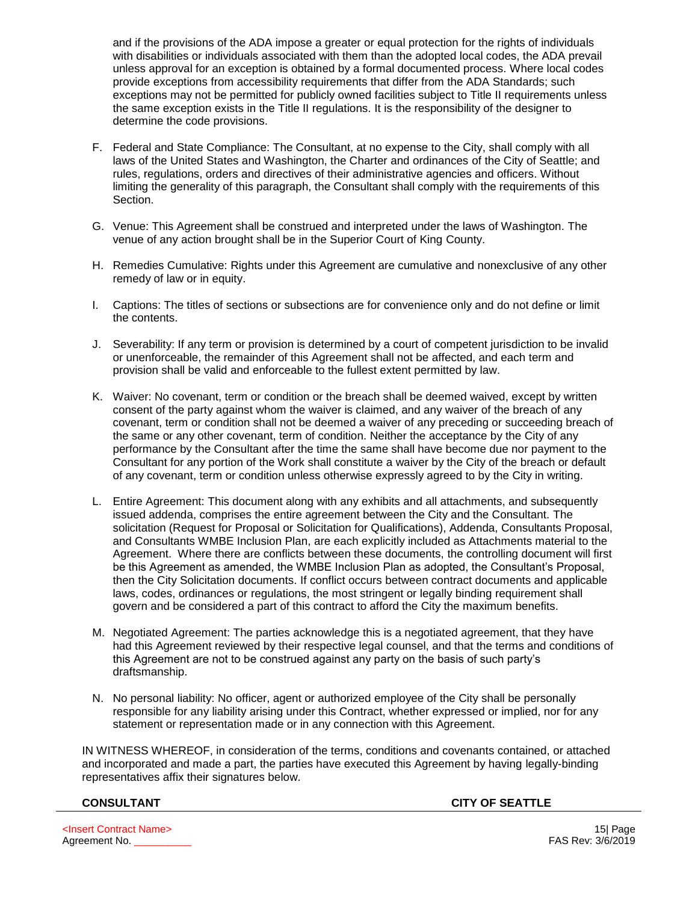and if the provisions of the ADA impose a greater or equal protection for the rights of individuals with disabilities or individuals associated with them than the adopted local codes, the ADA prevail unless approval for an exception is obtained by a formal documented process. Where local codes provide exceptions from accessibility requirements that differ from the ADA Standards; such exceptions may not be permitted for publicly owned facilities subject to Title II requirements unless the same exception exists in the Title II regulations. It is the responsibility of the designer to determine the code provisions.

F. Federal and State Compliance: The Consultant, at no expense to the City, shall comply with all laws of the United States and Washington, the Charter and ordinances of the City of Seattle; and rules, regulations, orders and directives of their administrative agencies and officers. Without limiting the generality of this paragraph, the Consultant shall comply with the requirements of this Section.

G. Venue: This Agreement shall be construed and interpreted under the laws of Washington. The venue of any action brought shall be in the Superior Court of King County.

H. Remedies Cumulative: Rights under this Agreement are cumulative and nonexclusive of any other remedy of law or in equity.

I. Captions: The titles of sections or subsections are for convenience only and do not define or limit the contents.

J. Severability: If any term or provision is determined by a court of competent jurisdiction to be invalid or unenforceable, the remainder of this Agreement shall not be affected, and each term and provision shall be valid and enforceable to the fullest extent permitted by law.

K. Waiver: No covenant, term or condition or the breach shall be deemed waived, except by written consent of the party against whom the waiver is claimed, and any waiver of the breach of any covenant, term or condition shall not be deemed a waiver of any preceding or succeeding breach of the same or any other covenant, term of condition. Neither the acceptance by the City of any performance by the Consultant after the time the same shall have become due nor payment to the Consultant for any portion of the Work shall constitute a waiver by the City of the breach or default of any covenant, term or condition unless otherwise expressly agreed to by the City in writing.

L. Entire Agreement: This document along with any exhibits and all attachments, and subsequently issued addenda, comprises the entire agreement between the City and the Consultant. The solicitation (Request for Proposal or Solicitation for Qualifications), Addenda, Consultants Proposal, and Consultants WMBE Inclusion Plan, are each explicitly included as Attachments material to the Agreement. Where there are conflicts between these documents, the controlling document will first be this Agreement as amended, the WMBE Inclusion Plan as adopted, the Consultant's Proposal, then the City Solicitation documents. If conflict occurs between contract documents and applicable laws, codes, ordinances or regulations, the most stringent or legally binding requirement shall govern and be considered a part of this contract to afford the City the maximum benefits.

M. Negotiated Agreement: The parties acknowledge this is a negotiated agreement, that they have had this Agreement reviewed by their respective legal counsel, and that the terms and conditions of this Agreement are not to be construed against any party on the basis of such party's draftsmanship.

N. No personal liability: No officer, agent or authorized employee of the City shall be personally responsible for any liability arising under this Contract, whether expressed or implied, nor for any statement or representation made or in any connection with this Agreement.

IN WITNESS WHEREOF, in consideration of the terms, conditions and covenants contained, or attached and incorporated and made a part, the parties have executed this Agreement by having legally-binding representatives affix their signatures below.

**CONSULTANT** **CITY OF SEATTLE**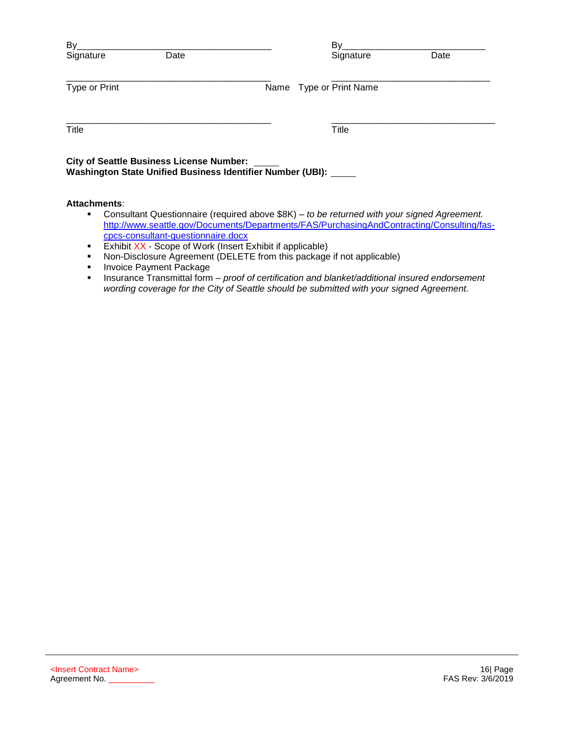| By________________________________________ | By____________________________ |
|---|---|
| Signature Date | Signature Date |
| ________________________________________ | ________________________________ |
| Type or Print Name | Type or Print Name |
| ________________________________________ | ________________________________ |
| Title | Title |

**City of Seattle Business License Number:** _____
**Washington State Unified Business Identifier Number (UBI):** _____

**Attachments**:

- Consultant Questionnaire (required above $8K) – *to be returned with your signed Agreement.* http://www.seattle.gov/Documents/Departments/FAS/PurchasingAndContracting/Consulting/fas-cpcs-consultant-questionnaire.docx
- Exhibit XX - Scope of Work (Insert Exhibit if applicable)
- Non-Disclosure Agreement (DELETE from this package if not applicable)
- Invoice Payment Package
- Insurance Transmittal form – *proof of certification and blanket/additional insured endorsement wording coverage for the City of Seattle should be submitted with your signed Agreement.*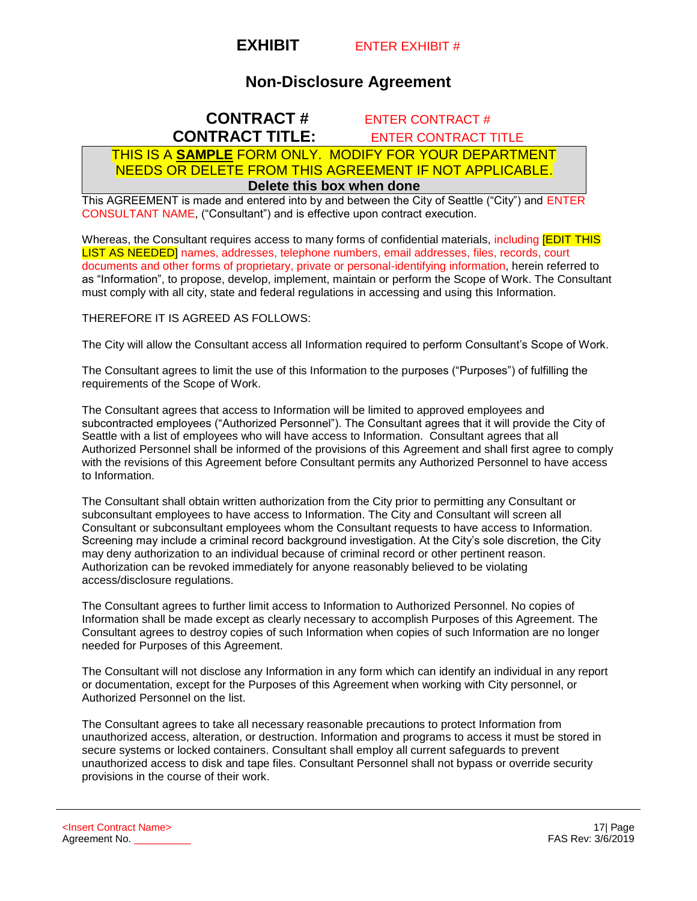# EXHIBIT ENTER EXHIBIT #

## Non-Disclosure Agreement

**CONTRACT #** ENTER CONTRACT #
**CONTRACT TITLE:** ENTER CONTRACT TITLE

THIS IS A **SAMPLE** FORM ONLY. MODIFY FOR YOUR DEPARTMENT NEEDS OR DELETE FROM THIS AGREEMENT IF NOT APPLICABLE.
**Delete this box when done**

This AGREEMENT is made and entered into by and between the City of Seattle ("City") and ENTER CONSULTANT NAME, ("Consultant") and is effective upon contract execution.

Whereas, the Consultant requires access to many forms of confidential materials, including [EDIT THIS LIST AS NEEDED] names, addresses, telephone numbers, email addresses, files, records, court documents and other forms of proprietary, private or personal-identifying information, herein referred to as "Information", to propose, develop, implement, maintain or perform the Scope of Work. The Consultant must comply with all city, state and federal regulations in accessing and using this Information.

THEREFORE IT IS AGREED AS FOLLOWS:

The City will allow the Consultant access all Information required to perform Consultant's Scope of Work.

The Consultant agrees to limit the use of this Information to the purposes ("Purposes") of fulfilling the requirements of the Scope of Work.

The Consultant agrees that access to Information will be limited to approved employees and subcontracted employees ("Authorized Personnel"). The Consultant agrees that it will provide the City of Seattle with a list of employees who will have access to Information. Consultant agrees that all Authorized Personnel shall be informed of the provisions of this Agreement and shall first agree to comply with the revisions of this Agreement before Consultant permits any Authorized Personnel to have access to Information.

The Consultant shall obtain written authorization from the City prior to permitting any Consultant or subconsultant employees to have access to Information. The City and Consultant will screen all Consultant or subconsultant employees whom the Consultant requests to have access to Information. Screening may include a criminal record background investigation. At the City's sole discretion, the City may deny authorization to an individual because of criminal record or other pertinent reason. Authorization can be revoked immediately for anyone reasonably believed to be violating access/disclosure regulations.

The Consultant agrees to further limit access to Information to Authorized Personnel. No copies of Information shall be made except as clearly necessary to accomplish Purposes of this Agreement. The Consultant agrees to destroy copies of such Information when copies of such Information are no longer needed for Purposes of this Agreement.

The Consultant will not disclose any Information in any form which can identify an individual in any report or documentation, except for the Purposes of this Agreement when working with City personnel, or Authorized Personnel on the list.

The Consultant agrees to take all necessary reasonable precautions to protect Information from unauthorized access, alteration, or destruction. Information and programs to access it must be stored in secure systems or locked containers. Consultant shall employ all current safeguards to prevent unauthorized access to disk and tape files. Consultant Personnel shall not bypass or override security provisions in the course of their work.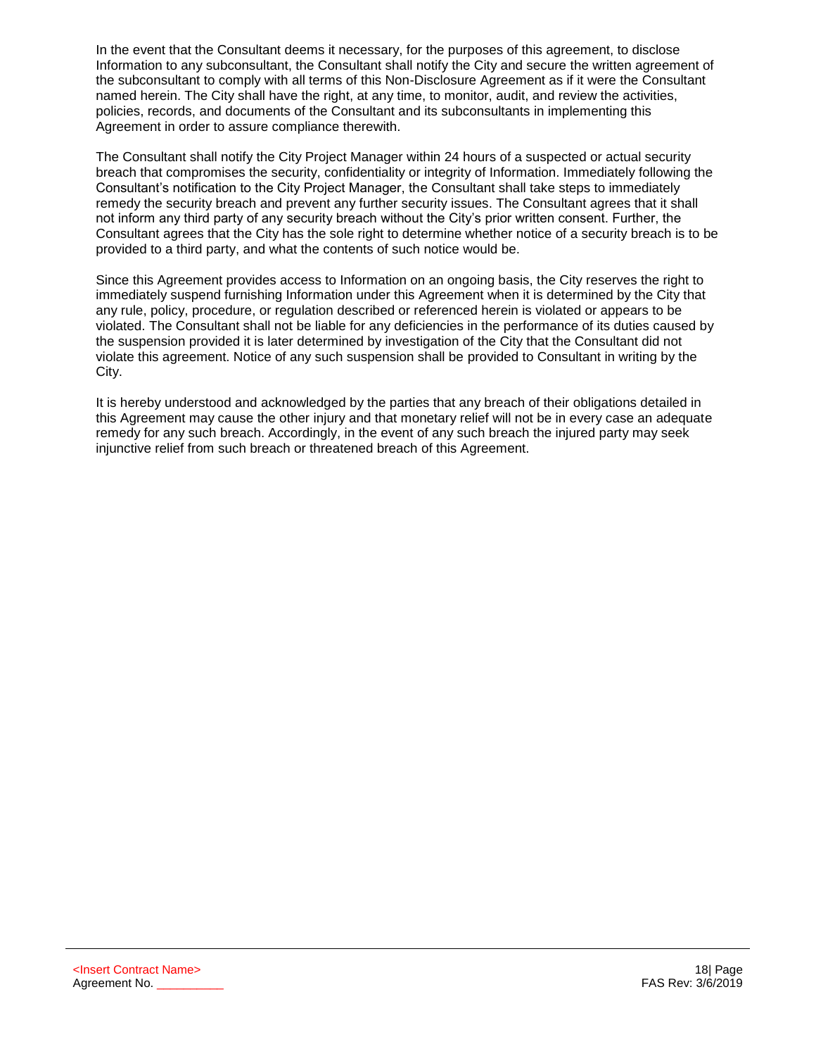In the event that the Consultant deems it necessary, for the purposes of this agreement, to disclose Information to any subconsultant, the Consultant shall notify the City and secure the written agreement of the subconsultant to comply with all terms of this Non-Disclosure Agreement as if it were the Consultant named herein. The City shall have the right, at any time, to monitor, audit, and review the activities, policies, records, and documents of the Consultant and its subconsultants in implementing this Agreement in order to assure compliance therewith.

The Consultant shall notify the City Project Manager within 24 hours of a suspected or actual security breach that compromises the security, confidentiality or integrity of Information. Immediately following the Consultant's notification to the City Project Manager, the Consultant shall take steps to immediately remedy the security breach and prevent any further security issues. The Consultant agrees that it shall not inform any third party of any security breach without the City's prior written consent. Further, the Consultant agrees that the City has the sole right to determine whether notice of a security breach is to be provided to a third party, and what the contents of such notice would be.

Since this Agreement provides access to Information on an ongoing basis, the City reserves the right to immediately suspend furnishing Information under this Agreement when it is determined by the City that any rule, policy, procedure, or regulation described or referenced herein is violated or appears to be violated. The Consultant shall not be liable for any deficiencies in the performance of its duties caused by the suspension provided it is later determined by investigation of the City that the Consultant did not violate this agreement. Notice of any such suspension shall be provided to Consultant in writing by the City.

It is hereby understood and acknowledged by the parties that any breach of their obligations detailed in this Agreement may cause the other injury and that monetary relief will not be in every case an adequate remedy for any such breach. Accordingly, in the event of any such breach the injured party may seek injunctive relief from such breach or threatened breach of this Agreement.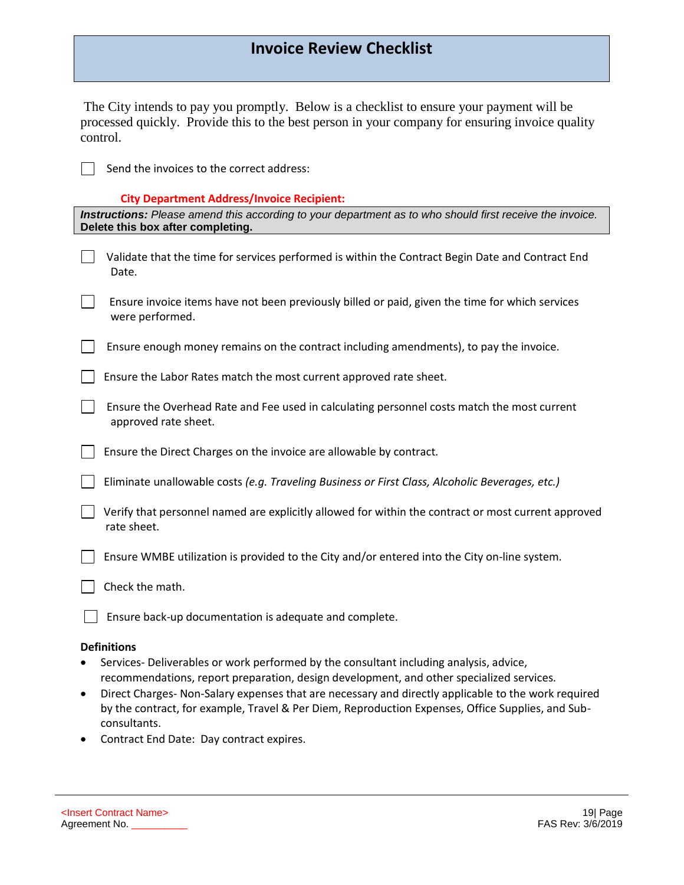# Invoice Review Checklist

The City intends to pay you promptly. Below is a checklist to ensure your payment will be processed quickly. Provide this to the best person in your company for ensuring invoice quality control.

- [ ] Send the invoices to the correct address:

**City Department Address/Invoice Recipient:**

***Instructions:*** *Please amend this according to your department as to who should first receive the invoice.* **Delete this box after completing.**

- [ ] Validate that the time for services performed is within the Contract Begin Date and Contract End Date.
- [ ] Ensure invoice items have not been previously billed or paid, given the time for which services were performed.
- [ ] Ensure enough money remains on the contract including amendments), to pay the invoice.
- [ ] Ensure the Labor Rates match the most current approved rate sheet.
- [ ] Ensure the Overhead Rate and Fee used in calculating personnel costs match the most current approved rate sheet.
- [ ] Ensure the Direct Charges on the invoice are allowable by contract.
- [ ] Eliminate unallowable costs *(e.g. Traveling Business or First Class, Alcoholic Beverages, etc.)*
- [ ] Verify that personnel named are explicitly allowed for within the contract or most current approved rate sheet.
- [ ] Ensure WMBE utilization is provided to the City and/or entered into the City on-line system.
- [ ] Check the math.
- [ ] Ensure back-up documentation is adequate and complete.

**Definitions**

- Services- Deliverables or work performed by the consultant including analysis, advice, recommendations, report preparation, design development, and other specialized services.
- Direct Charges- Non-Salary expenses that are necessary and directly applicable to the work required by the contract, for example, Travel & Per Diem, Reproduction Expenses, Office Supplies, and Sub-consultants.
- Contract End Date: Day contract expires.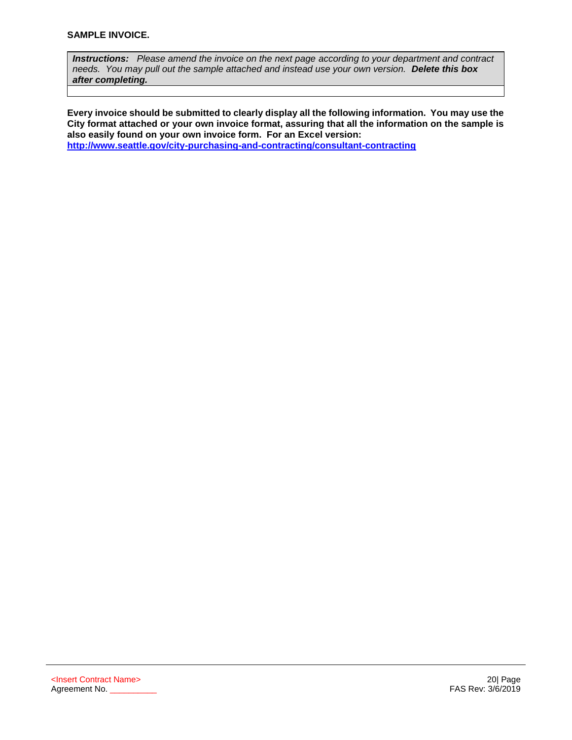**SAMPLE INVOICE.**

| ***Instructions:*** *Please amend the invoice on the next page according to your department and contract needs. You may pull out the sample attached and instead use your own version.* ***Delete this box after completing.*** |
|---|
| |

**Every invoice should be submitted to clearly display all the following information. You may use the City format attached or your own invoice format, assuring that all the information on the sample is also easily found on your own invoice form. For an Excel version:** **[http://www.seattle.gov/city-purchasing-and-contracting/consultant-contracting](http://www.seattle.gov/city-purchasing-and-contracting/consultant-contracting)**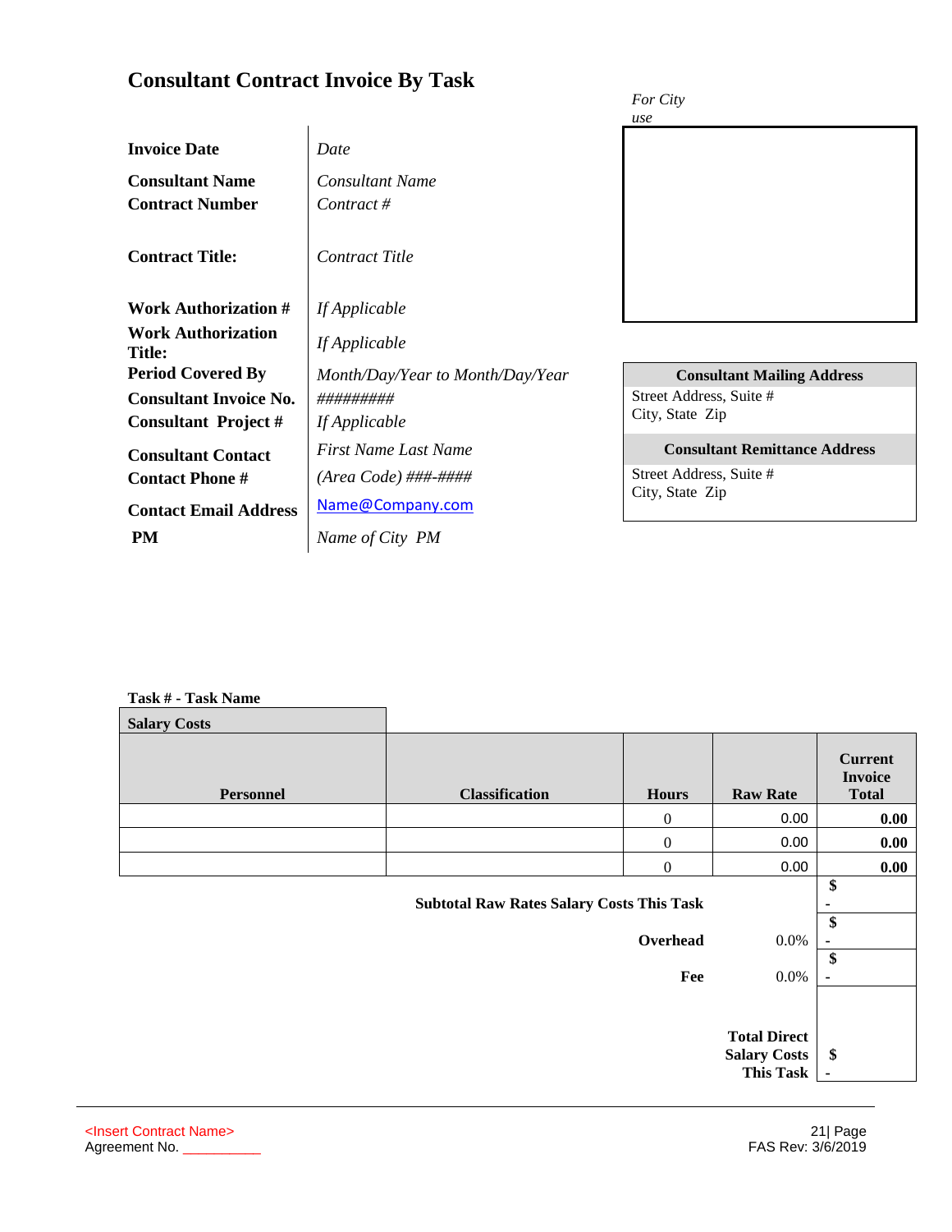# Consultant Contract Invoice By Task

| | |
|---|---|
| **Invoice Date** | *Date* |
| **Consultant Name** | *Consultant Name* |
| **Contract Number** | *Contract #* |
| **Contract Title:** | *Contract Title* |
| **Work Authorization #** | *If Applicable* |
| **Work Authorization Title:** | *If Applicable* |
| **Period Covered By** | *Month/Day/Year to Month/Day/Year* |
| **Consultant Invoice No.** | *#########* |
| **Consultant Project #** | *If Applicable* |
| **Consultant Contact** | *First Name Last Name* |
| **Contact Phone #** | *(Area Code) ###-####* |
| **Contact Email Address** | Name@Company.com |
| **PM** | *Name of City PM* |

*For City use*

| **Consultant Mailing Address** |
|---|
| Street Address, Suite # |
| City, State Zip |

| **Consultant Remittance Address** |
|---|
| Street Address, Suite # |
| City, State Zip |

**Task # - Task Name**

**Salary Costs**

| Personnel | Classification | Hours | Raw Rate | Current Invoice Total |
|---|---|---|---|---|
| | | 0 | 0.00 | **0.00** |
| | | 0 | 0.00 | **0.00** |
| | | 0 | 0.00 | **0.00** |
| | **Subtotal Raw Rates Salary Costs This Task** | | | **$** - |
| | | **Overhead** | 0.0% | **$** - |
| | | **Fee** | 0.0% | **$** - |
| | | | **Total Direct Salary Costs This Task** | **$** - |

<Insert Contract Name>
Agreement No. __________

FAS Rev: 3/6/2019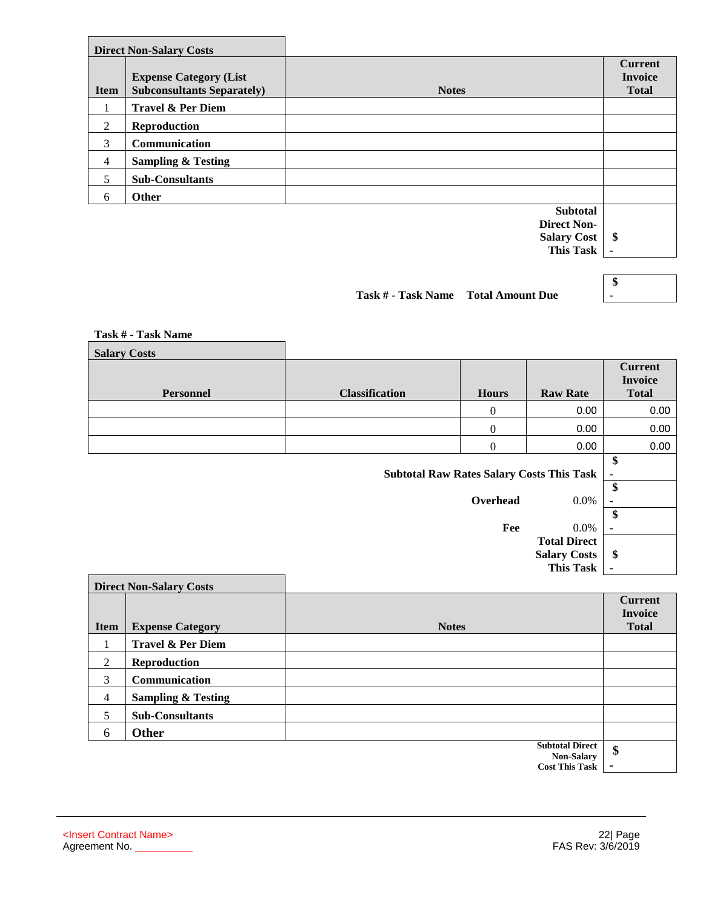| Direct Non-Salary Costs | | | |
|---|---|---|---|
| **Item** | **Expense Category (List Subconsultants Separately)** | **Notes** | **Current Invoice Total** |
| 1 | **Travel & Per Diem** | | |
| 2 | **Reproduction** | | |
| 3 | **Communication** | | |
| 4 | **Sampling & Testing** | | |
| 5 | **Sub-Consultants** | | |
| 6 | **Other** | | |
| | | **Subtotal Direct Non-Salary Cost This Task** | $ - |

**Task # - Task Name Total Amount Due** $ -

**Task # - Task Name**

| Salary Costs | | | | |
|---|---|---|---|---|
| **Personnel** | **Classification** | **Hours** | **Raw Rate** | **Current Invoice Total** |
| | | 0 | 0.00 | 0.00 |
| | | 0 | 0.00 | 0.00 |
| | | 0 | 0.00 | 0.00 |
| | | | **Subtotal Raw Rates Salary Costs This Task** | $ - |
| | | **Overhead** | 0.0% | $ - |
| | | **Fee** | 0.0% | $ - |
| | | | **Total Direct Salary Costs This Task** | $ - |

| Direct Non-Salary Costs | | | |
|---|---|---|---|
| **Item** | **Expense Category** | **Notes** | **Current Invoice Total** |
| 1 | **Travel & Per Diem** | | |
| 2 | **Reproduction** | | |
| 3 | **Communication** | | |
| 4 | **Sampling & Testing** | | |
| 5 | **Sub-Consultants** | | |
| 6 | **Other** | | |
| | | **Subtotal Direct Non-Salary Cost This Task** | $ - |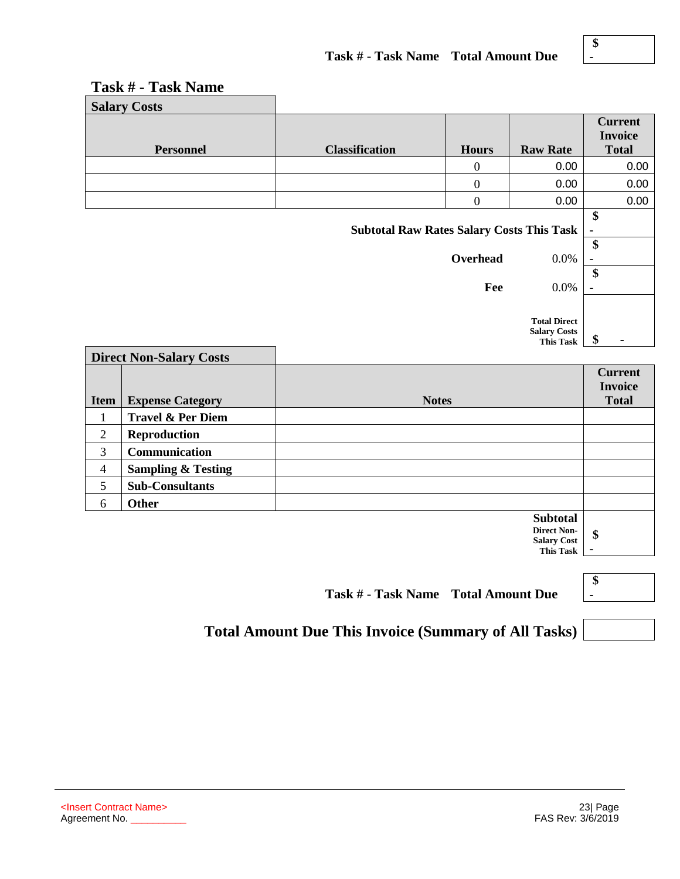**Task # - Task Name Total Amount Due** $ -

## Task # - Task Name

**Salary Costs**

| Personnel | Classification | Hours | Raw Rate | Current Invoice Total |
|---|---|---|---|---|
| | | 0 | 0.00 | 0.00 |
| | | 0 | 0.00 | 0.00 |
| | | 0 | 0.00 | 0.00 |
| | | | **Subtotal Raw Rates Salary Costs This Task** | $ - |
| | | **Overhead** | 0.0% | $ - |
| | | **Fee** | 0.0% | $ - |
| | | | **Total Direct Salary Costs This Task** | $ - |

**Direct Non-Salary Costs**

| Item | Expense Category | Notes | Current Invoice Total |
|---|---|---|---|
| 1 | **Travel & Per Diem** | | |
| 2 | **Reproduction** | | |
| 3 | **Communication** | | |
| 4 | **Sampling & Testing** | | |
| 5 | **Sub-Consultants** | | |
| 6 | **Other** | | |
| | | **Subtotal Direct Non-Salary Cost This Task** | $ - |

**Task # - Task Name Total Amount Due** $ -

**Total Amount Due This Invoice (Summary of All Tasks)**

<Insert Contract Name>
Agreement No. __________

FAS Rev: 3/6/2019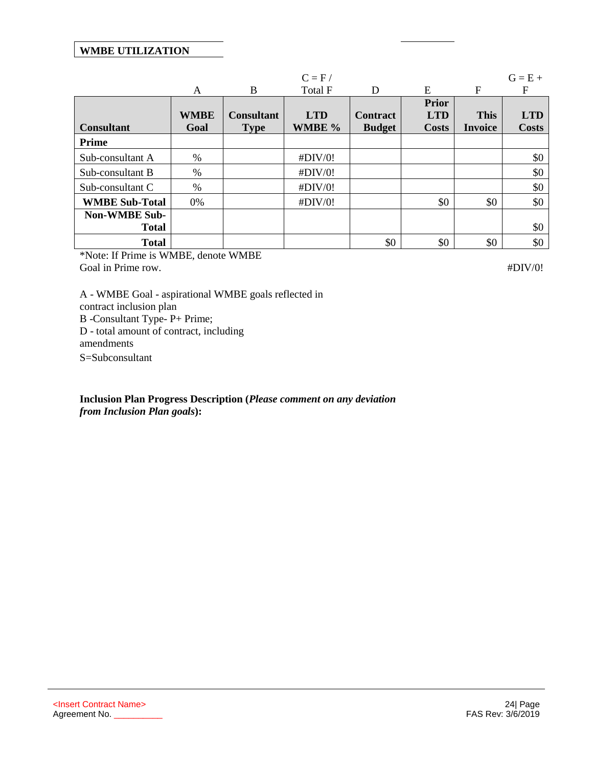**WMBE UTILIZATION**

| | A | B | C = F / Total F | D | E | F | G = E + F |
|---|---|---|---|---|---|---|---|
| **Consultant** | **WMBE Goal** | **Consultant Type** | **LTD WMBE %** | **Contract Budget** | **Prior LTD Costs** | **This Invoice** | **LTD Costs** |
| **Prime** | | | | | | | |
| Sub-consultant A | % | | #DIV/0! | | | | $0 |
| Sub-consultant B | % | | #DIV/0! | | | | $0 |
| Sub-consultant C | % | | #DIV/0! | | | | $0 |
| **WMBE Sub-Total** | 0% | | #DIV/0! | | $0 | $0 | $0 |
| **Non-WMBE Sub-Total** | | | | | | | $0 |
| **Total** | | | | $0 | $0 | $0 | $0 |

*Note: If Prime is WMBE, denote WMBE Goal in Prime row.

#DIV/0!

A - WMBE Goal - aspirational WMBE goals reflected in contract inclusion plan
B -Consultant Type- P+ Prime;
D - total amount of contract, including amendments
S=Subconsultant

**Inclusion Plan Progress Description (*Please comment on any deviation from Inclusion Plan goals*):**

<Insert Contract Name>
Agreement No. __________